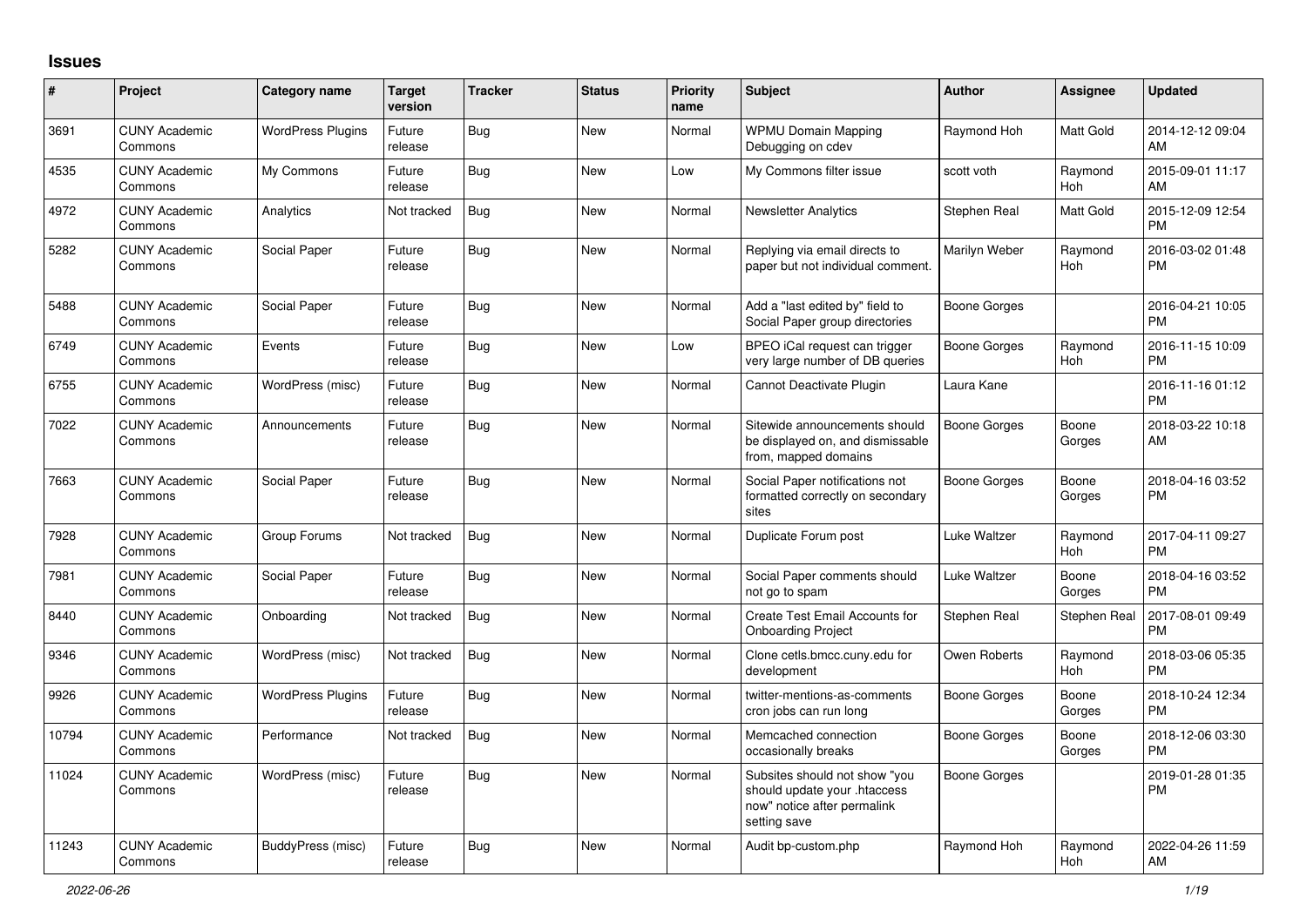## Issues

| # | Project | Category name | Target version | Tracker | Status | Priority name | Subject | Author | Assignee | Updated |
|---|---|---|---|---|---|---|---|---|---|---|
| 3691 | CUNY Academic Commons | WordPress Plugins | Future release | Bug | New | Normal | WPMU Domain Mapping Debugging on cdev | Raymond Hoh | Matt Gold | 2014-12-12 09:04 AM |
| 4535 | CUNY Academic Commons | My Commons | Future release | Bug | New | Low | My Commons filter issue | scott voth | Raymond Hoh | 2015-09-01 11:17 AM |
| 4972 | CUNY Academic Commons | Analytics | Not tracked | Bug | New | Normal | Newsletter Analytics | Stephen Real | Matt Gold | 2015-12-09 12:54 PM |
| 5282 | CUNY Academic Commons | Social Paper | Future release | Bug | New | Normal | Replying via email directs to paper but not individual comment. | Marilyn Weber | Raymond Hoh | 2016-03-02 01:48 PM |
| 5488 | CUNY Academic Commons | Social Paper | Future release | Bug | New | Normal | Add a "last edited by" field to Social Paper group directories | Boone Gorges | | 2016-04-21 10:05 PM |
| 6749 | CUNY Academic Commons | Events | Future release | Bug | New | Low | BPEO iCal request can trigger very large number of DB queries | Boone Gorges | Raymond Hoh | 2016-11-15 10:09 PM |
| 6755 | CUNY Academic Commons | WordPress (misc) | Future release | Bug | New | Normal | Cannot Deactivate Plugin | Laura Kane | | 2016-11-16 01:12 PM |
| 7022 | CUNY Academic Commons | Announcements | Future release | Bug | New | Normal | Sitewide announcements should be displayed on, and dismissable from, mapped domains | Boone Gorges | Boone Gorges | 2018-03-22 10:18 AM |
| 7663 | CUNY Academic Commons | Social Paper | Future release | Bug | New | Normal | Social Paper notifications not formatted correctly on secondary sites | Boone Gorges | Boone Gorges | 2018-04-16 03:52 PM |
| 7928 | CUNY Academic Commons | Group Forums | Not tracked | Bug | New | Normal | Duplicate Forum post | Luke Waltzer | Raymond Hoh | 2017-04-11 09:27 PM |
| 7981 | CUNY Academic Commons | Social Paper | Future release | Bug | New | Normal | Social Paper comments should not go to spam | Luke Waltzer | Boone Gorges | 2018-04-16 03:52 PM |
| 8440 | CUNY Academic Commons | Onboarding | Not tracked | Bug | New | Normal | Create Test Email Accounts for Onboarding Project | Stephen Real | Stephen Real | 2017-08-01 09:49 PM |
| 9346 | CUNY Academic Commons | WordPress (misc) | Not tracked | Bug | New | Normal | Clone cetls.bmcc.cuny.edu for development | Owen Roberts | Raymond Hoh | 2018-03-06 05:35 PM |
| 9926 | CUNY Academic Commons | WordPress Plugins | Future release | Bug | New | Normal | twitter-mentions-as-comments cron jobs can run long | Boone Gorges | Boone Gorges | 2018-10-24 12:34 PM |
| 10794 | CUNY Academic Commons | Performance | Not tracked | Bug | New | Normal | Memcached connection occasionally breaks | Boone Gorges | Boone Gorges | 2018-12-06 03:30 PM |
| 11024 | CUNY Academic Commons | WordPress (misc) | Future release | Bug | New | Normal | Subsites should not show "you should update your .htaccess now" notice after permalink setting save | Boone Gorges | | 2019-01-28 01:35 PM |
| 11243 | CUNY Academic Commons | BuddyPress (misc) | Future release | Bug | New | Normal | Audit bp-custom.php | Raymond Hoh | Raymond Hoh | 2022-04-26 11:59 AM |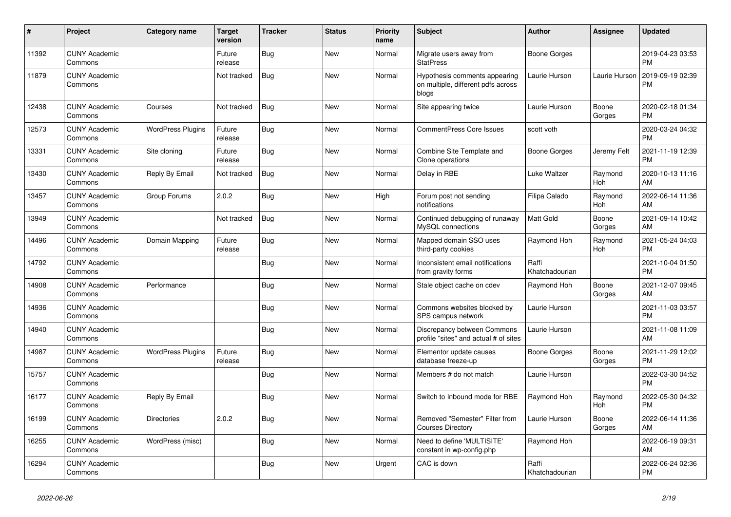| # | Project | Category name | Target version | Tracker | Status | Priority name | Subject | Author | Assignee | Updated |
|---|---|---|---|---|---|---|---|---|---|---|
| 11392 | CUNY Academic Commons | | Future release | Bug | New | Normal | Migrate users away from StatPress | Boone Gorges | | 2019-04-23 03:53 PM |
| 11879 | CUNY Academic Commons | | Not tracked | Bug | New | Normal | Hypothesis comments appearing on multiple, different pdfs across blogs | Laurie Hurson | Laurie Hurson | 2019-09-19 02:39 PM |
| 12438 | CUNY Academic Commons | Courses | Not tracked | Bug | New | Normal | Site appearing twice | Laurie Hurson | Boone Gorges | 2020-02-18 01:34 PM |
| 12573 | CUNY Academic Commons | WordPress Plugins | Future release | Bug | New | Normal | CommentPress Core Issues | scott voth | | 2020-03-24 04:32 PM |
| 13331 | CUNY Academic Commons | Site cloning | Future release | Bug | New | Normal | Combine Site Template and Clone operations | Boone Gorges | Jeremy Felt | 2021-11-19 12:39 PM |
| 13430 | CUNY Academic Commons | Reply By Email | Not tracked | Bug | New | Normal | Delay in RBE | Luke Waltzer | Raymond Hoh | 2020-10-13 11:16 AM |
| 13457 | CUNY Academic Commons | Group Forums | 2.0.2 | Bug | New | High | Forum post not sending notifications | Filipa Calado | Raymond Hoh | 2022-06-14 11:36 AM |
| 13949 | CUNY Academic Commons | | Not tracked | Bug | New | Normal | Continued debugging of runaway MySQL connections | Matt Gold | Boone Gorges | 2021-09-14 10:42 AM |
| 14496 | CUNY Academic Commons | Domain Mapping | Future release | Bug | New | Normal | Mapped domain SSO uses third-party cookies | Raymond Hoh | Raymond Hoh | 2021-05-24 04:03 PM |
| 14792 | CUNY Academic Commons | | | Bug | New | Normal | Inconsistent email notifications from gravity forms | Raffi Khatchadourian | | 2021-10-04 01:50 PM |
| 14908 | CUNY Academic Commons | Performance | | Bug | New | Normal | Stale object cache on cdev | Raymond Hoh | Boone Gorges | 2021-12-07 09:45 AM |
| 14936 | CUNY Academic Commons | | | Bug | New | Normal | Commons websites blocked by SPS campus network | Laurie Hurson | | 2021-11-03 03:57 PM |
| 14940 | CUNY Academic Commons | | | Bug | New | Normal | Discrepancy between Commons profile "sites" and actual # of sites | Laurie Hurson | | 2021-11-08 11:09 AM |
| 14987 | CUNY Academic Commons | WordPress Plugins | Future release | Bug | New | Normal | Elementor update causes database freeze-up | Boone Gorges | Boone Gorges | 2021-11-29 12:02 PM |
| 15757 | CUNY Academic Commons | | | Bug | New | Normal | Members # do not match | Laurie Hurson | | 2022-03-30 04:52 PM |
| 16177 | CUNY Academic Commons | Reply By Email | | Bug | New | Normal | Switch to Inbound mode for RBE | Raymond Hoh | Raymond Hoh | 2022-05-30 04:32 PM |
| 16199 | CUNY Academic Commons | Directories | 2.0.2 | Bug | New | Normal | Removed "Semester" Filter from Courses Directory | Laurie Hurson | Boone Gorges | 2022-06-14 11:36 AM |
| 16255 | CUNY Academic Commons | WordPress (misc) | | Bug | New | Normal | Need to define 'MULTISITE' constant in wp-config.php | Raymond Hoh | | 2022-06-19 09:31 AM |
| 16294 | CUNY Academic Commons | | | Bug | New | Urgent | CAC is down | Raffi Khatchadourian | | 2022-06-24 02:36 PM |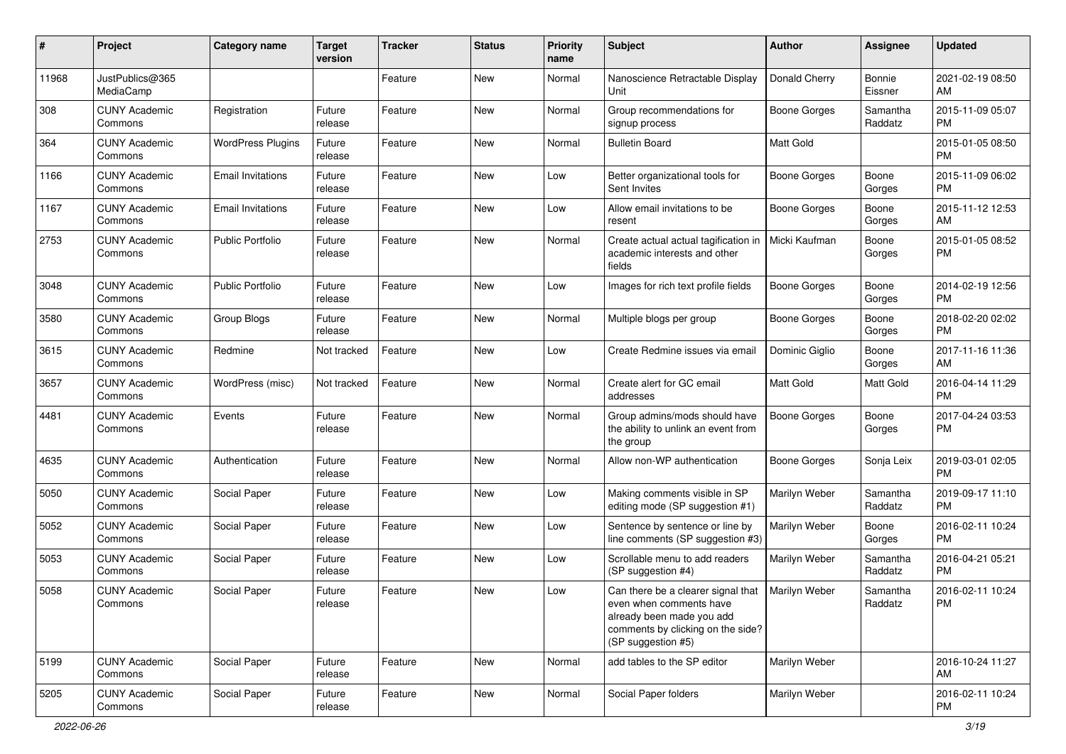| # | Project | Category name | Target version | Tracker | Status | Priority name | Subject | Author | Assignee | Updated |
|---|---|---|---|---|---|---|---|---|---|---|
| 11968 | JustPublics@365 MediaCamp | | | Feature | New | Normal | Nanoscience Retractable Display Unit | Donald Cherry | Bonnie Eissner | 2021-02-19 08:50 AM |
| 308 | CUNY Academic Commons | Registration | Future release | Feature | New | Normal | Group recommendations for signup process | Boone Gorges | Samantha Raddatz | 2015-11-09 05:07 PM |
| 364 | CUNY Academic Commons | WordPress Plugins | Future release | Feature | New | Normal | Bulletin Board | Matt Gold | | 2015-01-05 08:50 PM |
| 1166 | CUNY Academic Commons | Email Invitations | Future release | Feature | New | Low | Better organizational tools for Sent Invites | Boone Gorges | Boone Gorges | 2015-11-09 06:02 PM |
| 1167 | CUNY Academic Commons | Email Invitations | Future release | Feature | New | Low | Allow email invitations to be resent | Boone Gorges | Boone Gorges | 2015-11-12 12:53 AM |
| 2753 | CUNY Academic Commons | Public Portfolio | Future release | Feature | New | Normal | Create actual actual tagification in academic interests and other fields | Micki Kaufman | Boone Gorges | 2015-01-05 08:52 PM |
| 3048 | CUNY Academic Commons | Public Portfolio | Future release | Feature | New | Low | Images for rich text profile fields | Boone Gorges | Boone Gorges | 2014-02-19 12:56 PM |
| 3580 | CUNY Academic Commons | Group Blogs | Future release | Feature | New | Normal | Multiple blogs per group | Boone Gorges | Boone Gorges | 2018-02-20 02:02 PM |
| 3615 | CUNY Academic Commons | Redmine | Not tracked | Feature | New | Low | Create Redmine issues via email | Dominic Giglio | Boone Gorges | 2017-11-16 11:36 AM |
| 3657 | CUNY Academic Commons | WordPress (misc) | Not tracked | Feature | New | Normal | Create alert for GC email addresses | Matt Gold | Matt Gold | 2016-04-14 11:29 PM |
| 4481 | CUNY Academic Commons | Events | Future release | Feature | New | Normal | Group admins/mods should have the ability to unlink an event from the group | Boone Gorges | Boone Gorges | 2017-04-24 03:53 PM |
| 4635 | CUNY Academic Commons | Authentication | Future release | Feature | New | Normal | Allow non-WP authentication | Boone Gorges | Sonja Leix | 2019-03-01 02:05 PM |
| 5050 | CUNY Academic Commons | Social Paper | Future release | Feature | New | Low | Making comments visible in SP editing mode (SP suggestion #1) | Marilyn Weber | Samantha Raddatz | 2019-09-17 11:10 PM |
| 5052 | CUNY Academic Commons | Social Paper | Future release | Feature | New | Low | Sentence by sentence or line by line comments (SP suggestion #3) | Marilyn Weber | Boone Gorges | 2016-02-11 10:24 PM |
| 5053 | CUNY Academic Commons | Social Paper | Future release | Feature | New | Low | Scrollable menu to add readers (SP suggestion #4) | Marilyn Weber | Samantha Raddatz | 2016-04-21 05:21 PM |
| 5058 | CUNY Academic Commons | Social Paper | Future release | Feature | New | Low | Can there be a clearer signal that even when comments have already been made you add comments by clicking on the side? (SP suggestion #5) | Marilyn Weber | Samantha Raddatz | 2016-02-11 10:24 PM |
| 5199 | CUNY Academic Commons | Social Paper | Future release | Feature | New | Normal | add tables to the SP editor | Marilyn Weber | | 2016-10-24 11:27 AM |
| 5205 | CUNY Academic Commons | Social Paper | Future release | Feature | New | Normal | Social Paper folders | Marilyn Weber | | 2016-02-11 10:24 PM |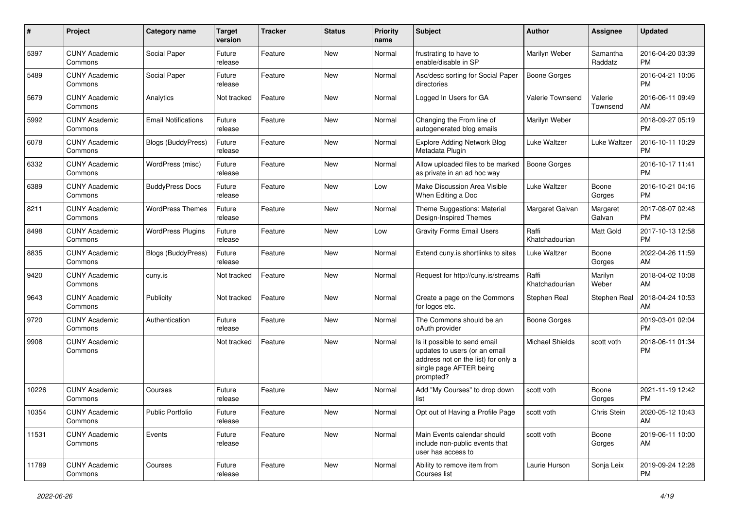| # | Project | Category name | Target version | Tracker | Status | Priority name | Subject | Author | Assignee | Updated |
|---|---|---|---|---|---|---|---|---|---|---|
| 5397 | CUNY Academic Commons | Social Paper | Future release | Feature | New | Normal | frustrating to have to enable/disable in SP | Marilyn Weber | Samantha Raddatz | 2016-04-20 03:39 PM |
| 5489 | CUNY Academic Commons | Social Paper | Future release | Feature | New | Normal | Asc/desc sorting for Social Paper directories | Boone Gorges | | 2016-04-21 10:06 PM |
| 5679 | CUNY Academic Commons | Analytics | Not tracked | Feature | New | Normal | Logged In Users for GA | Valerie Townsend | Valerie Townsend | 2016-06-11 09:49 AM |
| 5992 | CUNY Academic Commons | Email Notifications | Future release | Feature | New | Normal | Changing the From line of autogenerated blog emails | Marilyn Weber | | 2018-09-27 05:19 PM |
| 6078 | CUNY Academic Commons | Blogs (BuddyPress) | Future release | Feature | New | Normal | Explore Adding Network Blog Metadata Plugin | Luke Waltzer | Luke Waltzer | 2016-10-11 10:29 PM |
| 6332 | CUNY Academic Commons | WordPress (misc) | Future release | Feature | New | Normal | Allow uploaded files to be marked as private in an ad hoc way | Boone Gorges | | 2016-10-17 11:41 PM |
| 6389 | CUNY Academic Commons | BuddyPress Docs | Future release | Feature | New | Low | Make Discussion Area Visible When Editing a Doc | Luke Waltzer | Boone Gorges | 2016-10-21 04:16 PM |
| 8211 | CUNY Academic Commons | WordPress Themes | Future release | Feature | New | Normal | Theme Suggestions: Material Design-Inspired Themes | Margaret Galvan | Margaret Galvan | 2017-08-07 02:48 PM |
| 8498 | CUNY Academic Commons | WordPress Plugins | Future release | Feature | New | Low | Gravity Forms Email Users | Raffi Khatchadourian | Matt Gold | 2017-10-13 12:58 PM |
| 8835 | CUNY Academic Commons | Blogs (BuddyPress) | Future release | Feature | New | Normal | Extend cuny.is shortlinks to sites | Luke Waltzer | Boone Gorges | 2022-04-26 11:59 AM |
| 9420 | CUNY Academic Commons | cuny.is | Not tracked | Feature | New | Normal | Request for http://cuny.is/streams | Raffi Khatchadourian | Marilyn Weber | 2018-04-02 10:08 AM |
| 9643 | CUNY Academic Commons | Publicity | Not tracked | Feature | New | Normal | Create a page on the Commons for logos etc. | Stephen Real | Stephen Real | 2018-04-24 10:53 AM |
| 9720 | CUNY Academic Commons | Authentication | Future release | Feature | New | Normal | The Commons should be an oAuth provider | Boone Gorges | | 2019-03-01 02:04 PM |
| 9908 | CUNY Academic Commons | | Not tracked | Feature | New | Normal | Is it possible to send email updates to users (or an email address not on the list) for only a single page AFTER being prompted? | Michael Shields | scott voth | 2018-06-11 01:34 PM |
| 10226 | CUNY Academic Commons | Courses | Future release | Feature | New | Normal | Add "My Courses" to drop down list | scott voth | Boone Gorges | 2021-11-19 12:42 PM |
| 10354 | CUNY Academic Commons | Public Portfolio | Future release | Feature | New | Normal | Opt out of Having a Profile Page | scott voth | Chris Stein | 2020-05-12 10:43 AM |
| 11531 | CUNY Academic Commons | Events | Future release | Feature | New | Normal | Main Events calendar should include non-public events that user has access to | scott voth | Boone Gorges | 2019-06-11 10:00 AM |
| 11789 | CUNY Academic Commons | Courses | Future release | Feature | New | Normal | Ability to remove item from Courses list | Laurie Hurson | Sonja Leix | 2019-09-24 12:28 PM |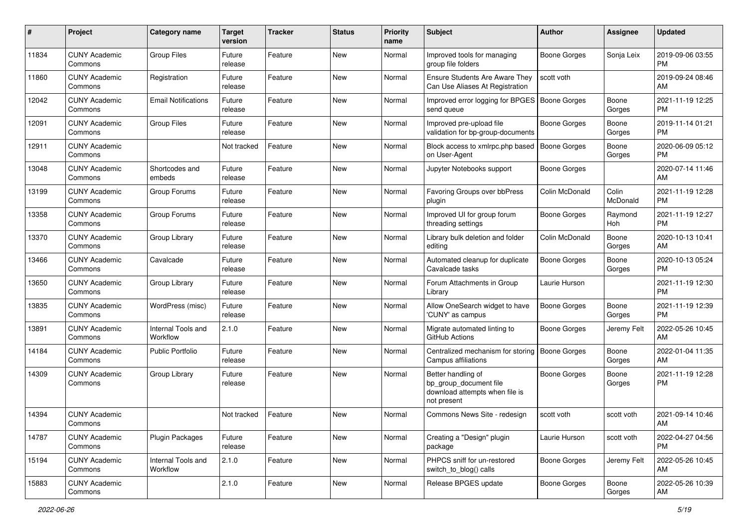| # | Project | Category name | Target version | Tracker | Status | Priority name | Subject | Author | Assignee | Updated |
|---|---|---|---|---|---|---|---|---|---|---|
| 11834 | CUNY Academic Commons | Group Files | Future release | Feature | New | Normal | Improved tools for managing group file folders | Boone Gorges | Sonja Leix | 2019-09-06 03:55 PM |
| 11860 | CUNY Academic Commons | Registration | Future release | Feature | New | Normal | Ensure Students Are Aware They Can Use Aliases At Registration | scott voth | | 2019-09-24 08:46 AM |
| 12042 | CUNY Academic Commons | Email Notifications | Future release | Feature | New | Normal | Improved error logging for BPGES send queue | Boone Gorges | Boone Gorges | 2021-11-19 12:25 PM |
| 12091 | CUNY Academic Commons | Group Files | Future release | Feature | New | Normal | Improved pre-upload file validation for bp-group-documents | Boone Gorges | Boone Gorges | 2019-11-14 01:21 PM |
| 12911 | CUNY Academic Commons | | Not tracked | Feature | New | Normal | Block access to xmlrpc.php based on User-Agent | Boone Gorges | Boone Gorges | 2020-06-09 05:12 PM |
| 13048 | CUNY Academic Commons | Shortcodes and embeds | Future release | Feature | New | Normal | Jupyter Notebooks support | Boone Gorges | | 2020-07-14 11:46 AM |
| 13199 | CUNY Academic Commons | Group Forums | Future release | Feature | New | Normal | Favoring Groups over bbPress plugin | Colin McDonald | Colin McDonald | 2021-11-19 12:28 PM |
| 13358 | CUNY Academic Commons | Group Forums | Future release | Feature | New | Normal | Improved UI for group forum threading settings | Boone Gorges | Raymond Hoh | 2021-11-19 12:27 PM |
| 13370 | CUNY Academic Commons | Group Library | Future release | Feature | New | Normal | Library bulk deletion and folder editing | Colin McDonald | Boone Gorges | 2020-10-13 10:41 AM |
| 13466 | CUNY Academic Commons | Cavalcade | Future release | Feature | New | Normal | Automated cleanup for duplicate Cavalcade tasks | Boone Gorges | Boone Gorges | 2020-10-13 05:24 PM |
| 13650 | CUNY Academic Commons | Group Library | Future release | Feature | New | Normal | Forum Attachments in Group Library | Laurie Hurson | | 2021-11-19 12:30 PM |
| 13835 | CUNY Academic Commons | WordPress (misc) | Future release | Feature | New | Normal | Allow OneSearch widget to have 'CUNY' as campus | Boone Gorges | Boone Gorges | 2021-11-19 12:39 PM |
| 13891 | CUNY Academic Commons | Internal Tools and Workflow | 2.1.0 | Feature | New | Normal | Migrate automated linting to GitHub Actions | Boone Gorges | Jeremy Felt | 2022-05-26 10:45 AM |
| 14184 | CUNY Academic Commons | Public Portfolio | Future release | Feature | New | Normal | Centralized mechanism for storing Campus affiliations | Boone Gorges | Boone Gorges | 2022-01-04 11:35 AM |
| 14309 | CUNY Academic Commons | Group Library | Future release | Feature | New | Normal | Better handling of bp_group_document file download attempts when file is not present | Boone Gorges | Boone Gorges | 2021-11-19 12:28 PM |
| 14394 | CUNY Academic Commons | | Not tracked | Feature | New | Normal | Commons News Site - redesign | scott voth | scott voth | 2021-09-14 10:46 AM |
| 14787 | CUNY Academic Commons | Plugin Packages | Future release | Feature | New | Normal | Creating a "Design" plugin package | Laurie Hurson | scott voth | 2022-04-27 04:56 PM |
| 15194 | CUNY Academic Commons | Internal Tools and Workflow | 2.1.0 | Feature | New | Normal | PHPCS sniff for un-restored switch_to_blog() calls | Boone Gorges | Jeremy Felt | 2022-05-26 10:45 AM |
| 15883 | CUNY Academic Commons | | 2.1.0 | Feature | New | Normal | Release BPGES update | Boone Gorges | Boone Gorges | 2022-05-26 10:39 AM |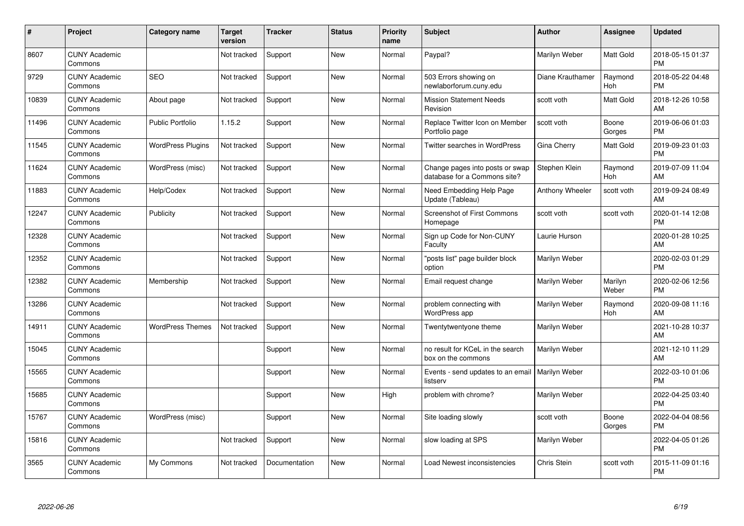| # | Project | Category name | Target version | Tracker | Status | Priority name | Subject | Author | Assignee | Updated |
|---|---|---|---|---|---|---|---|---|---|---|
| 8607 | CUNY Academic Commons | | Not tracked | Support | New | Normal | Paypal? | Marilyn Weber | Matt Gold | 2018-05-15 01:37 PM |
| 9729 | CUNY Academic Commons | SEO | Not tracked | Support | New | Normal | 503 Errors showing on newlaborforum.cuny.edu | Diane Krauthamer | Raymond Hoh | 2018-05-22 04:48 PM |
| 10839 | CUNY Academic Commons | About page | Not tracked | Support | New | Normal | Mission Statement Needs Revision | scott voth | Matt Gold | 2018-12-26 10:58 AM |
| 11496 | CUNY Academic Commons | Public Portfolio | 1.15.2 | Support | New | Normal | Replace Twitter Icon on Member Portfolio page | scott voth | Boone Gorges | 2019-06-06 01:03 PM |
| 11545 | CUNY Academic Commons | WordPress Plugins | Not tracked | Support | New | Normal | Twitter searches in WordPress | Gina Cherry | Matt Gold | 2019-09-23 01:03 PM |
| 11624 | CUNY Academic Commons | WordPress (misc) | Not tracked | Support | New | Normal | Change pages into posts or swap database for a Commons site? | Stephen Klein | Raymond Hoh | 2019-07-09 11:04 AM |
| 11883 | CUNY Academic Commons | Help/Codex | Not tracked | Support | New | Normal | Need Embedding Help Page Update (Tableau) | Anthony Wheeler | scott voth | 2019-09-24 08:49 AM |
| 12247 | CUNY Academic Commons | Publicity | Not tracked | Support | New | Normal | Screenshot of First Commons Homepage | scott voth | scott voth | 2020-01-14 12:08 PM |
| 12328 | CUNY Academic Commons | | Not tracked | Support | New | Normal | Sign up Code for Non-CUNY Faculty | Laurie Hurson | | 2020-01-28 10:25 AM |
| 12352 | CUNY Academic Commons | | Not tracked | Support | New | Normal | "posts list" page builder block option | Marilyn Weber | | 2020-02-03 01:29 PM |
| 12382 | CUNY Academic Commons | Membership | Not tracked | Support | New | Normal | Email request change | Marilyn Weber | Marilyn Weber | 2020-02-06 12:56 PM |
| 13286 | CUNY Academic Commons | | Not tracked | Support | New | Normal | problem connecting with WordPress app | Marilyn Weber | Raymond Hoh | 2020-09-08 11:16 AM |
| 14911 | CUNY Academic Commons | WordPress Themes | Not tracked | Support | New | Normal | Twentytwentyone theme | Marilyn Weber | | 2021-10-28 10:37 AM |
| 15045 | CUNY Academic Commons | | | Support | New | Normal | no result for KCeL in the search box on the commons | Marilyn Weber | | 2021-12-10 11:29 AM |
| 15565 | CUNY Academic Commons | | | Support | New | Normal | Events - send updates to an email listserv | Marilyn Weber | | 2022-03-10 01:06 PM |
| 15685 | CUNY Academic Commons | | | Support | New | High | problem with chrome? | Marilyn Weber | | 2022-04-25 03:40 PM |
| 15767 | CUNY Academic Commons | WordPress (misc) | | Support | New | Normal | Site loading slowly | scott voth | Boone Gorges | 2022-04-04 08:56 PM |
| 15816 | CUNY Academic Commons | | Not tracked | Support | New | Normal | slow loading at SPS | Marilyn Weber | | 2022-04-05 01:26 PM |
| 3565 | CUNY Academic Commons | My Commons | Not tracked | Documentation | New | Normal | Load Newest inconsistencies | Chris Stein | scott voth | 2015-11-09 01:16 PM |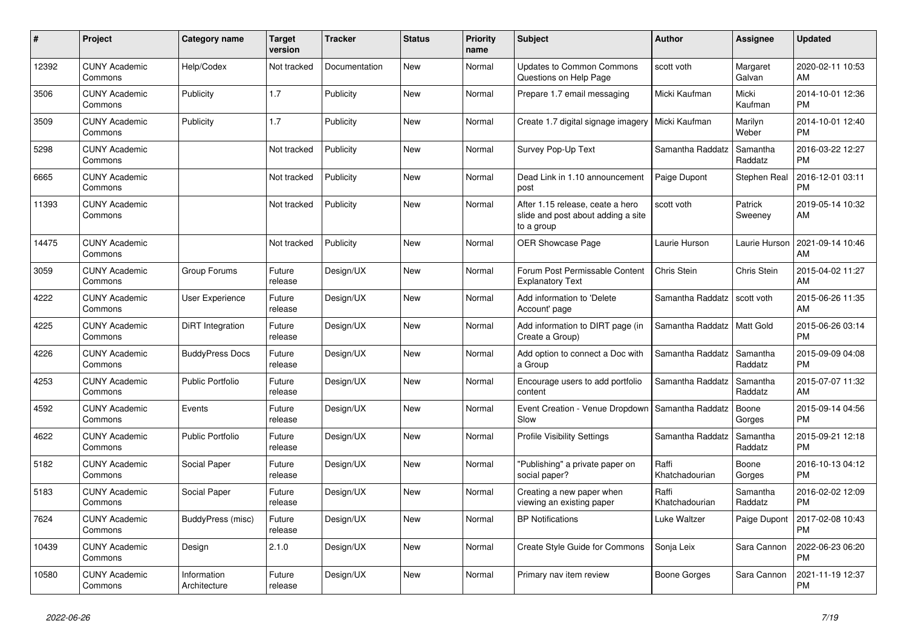| # | Project | Category name | Target version | Tracker | Status | Priority name | Subject | Author | Assignee | Updated |
|---|---|---|---|---|---|---|---|---|---|---|
| 12392 | CUNY Academic Commons | Help/Codex | Not tracked | Documentation | New | Normal | Updates to Common Commons Questions on Help Page | scott voth | Margaret Galvan | 2020-02-11 10:53 AM |
| 3506 | CUNY Academic Commons | Publicity | 1.7 | Publicity | New | Normal | Prepare 1.7 email messaging | Micki Kaufman | Micki Kaufman | 2014-10-01 12:36 PM |
| 3509 | CUNY Academic Commons | Publicity | 1.7 | Publicity | New | Normal | Create 1.7 digital signage imagery | Micki Kaufman | Marilyn Weber | 2014-10-01 12:40 PM |
| 5298 | CUNY Academic Commons | | Not tracked | Publicity | New | Normal | Survey Pop-Up Text | Samantha Raddatz | Samantha Raddatz | 2016-03-22 12:27 PM |
| 6665 | CUNY Academic Commons | | Not tracked | Publicity | New | Normal | Dead Link in 1.10 announcement post | Paige Dupont | Stephen Real | 2016-12-01 03:11 PM |
| 11393 | CUNY Academic Commons | | Not tracked | Publicity | New | Normal | After 1.15 release, ceate a hero slide and post about adding a site to a group | scott voth | Patrick Sweeney | 2019-05-14 10:32 AM |
| 14475 | CUNY Academic Commons | | Not tracked | Publicity | New | Normal | OER Showcase Page | Laurie Hurson | Laurie Hurson | 2021-09-14 10:46 AM |
| 3059 | CUNY Academic Commons | Group Forums | Future release | Design/UX | New | Normal | Forum Post Permissable Content Explanatory Text | Chris Stein | Chris Stein | 2015-04-02 11:27 AM |
| 4222 | CUNY Academic Commons | User Experience | Future release | Design/UX | New | Normal | Add information to 'Delete Account' page | Samantha Raddatz | scott voth | 2015-06-26 11:35 AM |
| 4225 | CUNY Academic Commons | DiRT Integration | Future release | Design/UX | New | Normal | Add information to DIRT page (in Create a Group) | Samantha Raddatz | Matt Gold | 2015-06-26 03:14 PM |
| 4226 | CUNY Academic Commons | BuddyPress Docs | Future release | Design/UX | New | Normal | Add option to connect a Doc with a Group | Samantha Raddatz | Samantha Raddatz | 2015-09-09 04:08 PM |
| 4253 | CUNY Academic Commons | Public Portfolio | Future release | Design/UX | New | Normal | Encourage users to add portfolio content | Samantha Raddatz | Samantha Raddatz | 2015-07-07 11:32 AM |
| 4592 | CUNY Academic Commons | Events | Future release | Design/UX | New | Normal | Event Creation - Venue Dropdown Slow | Samantha Raddatz | Boone Gorges | 2015-09-14 04:56 PM |
| 4622 | CUNY Academic Commons | Public Portfolio | Future release | Design/UX | New | Normal | Profile Visibility Settings | Samantha Raddatz | Samantha Raddatz | 2015-09-21 12:18 PM |
| 5182 | CUNY Academic Commons | Social Paper | Future release | Design/UX | New | Normal | "Publishing" a private paper on social paper? | Raffi Khatchadourian | Boone Gorges | 2016-10-13 04:12 PM |
| 5183 | CUNY Academic Commons | Social Paper | Future release | Design/UX | New | Normal | Creating a new paper when viewing an existing paper | Raffi Khatchadourian | Samantha Raddatz | 2016-02-02 12:09 PM |
| 7624 | CUNY Academic Commons | BuddyPress (misc) | Future release | Design/UX | New | Normal | BP Notifications | Luke Waltzer | Paige Dupont | 2017-02-08 10:43 PM |
| 10439 | CUNY Academic Commons | Design | 2.1.0 | Design/UX | New | Normal | Create Style Guide for Commons | Sonja Leix | Sara Cannon | 2022-06-23 06:20 PM |
| 10580 | CUNY Academic Commons | Information Architecture | Future release | Design/UX | New | Normal | Primary nav item review | Boone Gorges | Sara Cannon | 2021-11-19 12:37 PM |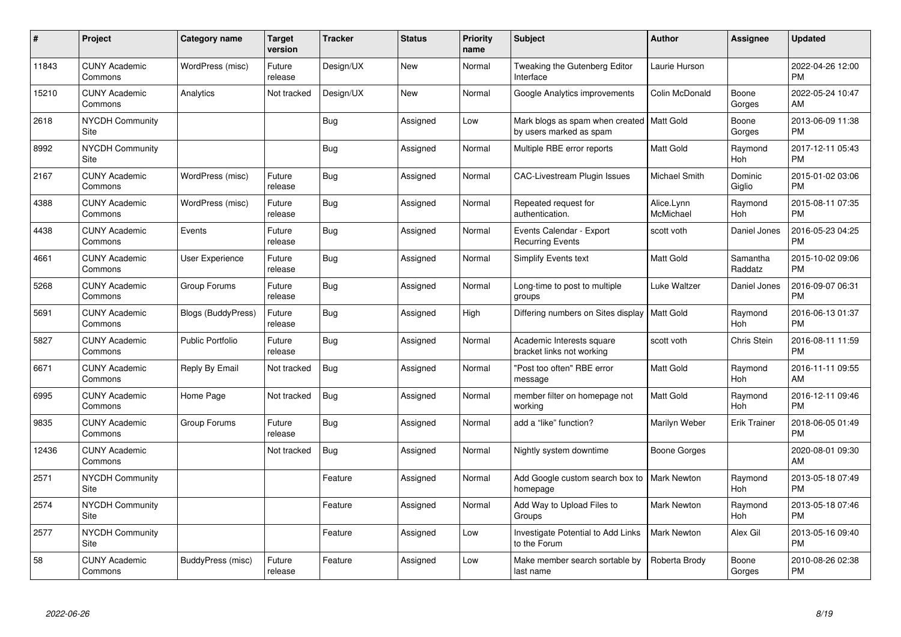| # | Project | Category name | Target version | Tracker | Status | Priority name | Subject | Author | Assignee | Updated |
|---|---|---|---|---|---|---|---|---|---|---|
| 11843 | CUNY Academic Commons | WordPress (misc) | Future release | Design/UX | New | Normal | Tweaking the Gutenberg Editor Interface | Laurie Hurson | | 2022-04-26 12:00 PM |
| 15210 | CUNY Academic Commons | Analytics | Not tracked | Design/UX | New | Normal | Google Analytics improvements | Colin McDonald | Boone Gorges | 2022-05-24 10:47 AM |
| 2618 | NYCDH Community Site | | | Bug | Assigned | Low | Mark blogs as spam when created by users marked as spam | Matt Gold | Boone Gorges | 2013-06-09 11:38 PM |
| 8992 | NYCDH Community Site | | | Bug | Assigned | Normal | Multiple RBE error reports | Matt Gold | Raymond Hoh | 2017-12-11 05:43 PM |
| 2167 | CUNY Academic Commons | WordPress (misc) | Future release | Bug | Assigned | Normal | CAC-Livestream Plugin Issues | Michael Smith | Dominic Giglio | 2015-01-02 03:06 PM |
| 4388 | CUNY Academic Commons | WordPress (misc) | Future release | Bug | Assigned | Normal | Repeated request for authentication. | Alice.Lynn McMichael | Raymond Hoh | 2015-08-11 07:35 PM |
| 4438 | CUNY Academic Commons | Events | Future release | Bug | Assigned | Normal | Events Calendar - Export Recurring Events | scott voth | Daniel Jones | 2016-05-23 04:25 PM |
| 4661 | CUNY Academic Commons | User Experience | Future release | Bug | Assigned | Normal | Simplify Events text | Matt Gold | Samantha Raddatz | 2015-10-02 09:06 PM |
| 5268 | CUNY Academic Commons | Group Forums | Future release | Bug | Assigned | Normal | Long-time to post to multiple groups | Luke Waltzer | Daniel Jones | 2016-09-07 06:31 PM |
| 5691 | CUNY Academic Commons | Blogs (BuddyPress) | Future release | Bug | Assigned | High | Differing numbers on Sites display | Matt Gold | Raymond Hoh | 2016-06-13 01:37 PM |
| 5827 | CUNY Academic Commons | Public Portfolio | Future release | Bug | Assigned | Normal | Academic Interests square bracket links not working | scott voth | Chris Stein | 2016-08-11 11:59 PM |
| 6671 | CUNY Academic Commons | Reply By Email | Not tracked | Bug | Assigned | Normal | "Post too often" RBE error message | Matt Gold | Raymond Hoh | 2016-11-11 09:55 AM |
| 6995 | CUNY Academic Commons | Home Page | Not tracked | Bug | Assigned | Normal | member filter on homepage not working | Matt Gold | Raymond Hoh | 2016-12-11 09:46 PM |
| 9835 | CUNY Academic Commons | Group Forums | Future release | Bug | Assigned | Normal | add a "like" function? | Marilyn Weber | Erik Trainer | 2018-06-05 01:49 PM |
| 12436 | CUNY Academic Commons | | Not tracked | Bug | Assigned | Normal | Nightly system downtime | Boone Gorges | | 2020-08-01 09:30 AM |
| 2571 | NYCDH Community Site | | | Feature | Assigned | Normal | Add Google custom search box to homepage | Mark Newton | Raymond Hoh | 2013-05-18 07:49 PM |
| 2574 | NYCDH Community Site | | | Feature | Assigned | Normal | Add Way to Upload Files to Groups | Mark Newton | Raymond Hoh | 2013-05-18 07:46 PM |
| 2577 | NYCDH Community Site | | | Feature | Assigned | Low | Investigate Potential to Add Links to the Forum | Mark Newton | Alex Gil | 2013-05-16 09:40 PM |
| 58 | CUNY Academic Commons | BuddyPress (misc) | Future release | Feature | Assigned | Low | Make member search sortable by last name | Roberta Brody | Boone Gorges | 2010-08-26 02:38 PM |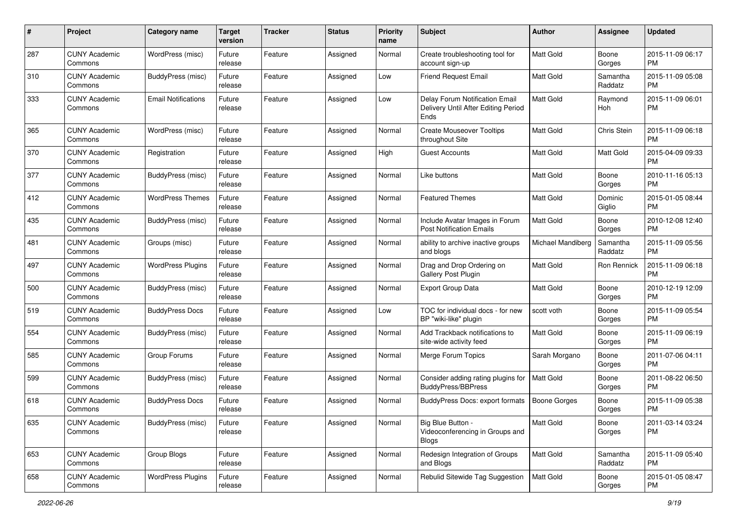| # | Project | Category name | Target version | Tracker | Status | Priority name | Subject | Author | Assignee | Updated |
|---|---|---|---|---|---|---|---|---|---|---|
| 287 | CUNY Academic Commons | WordPress (misc) | Future release | Feature | Assigned | Normal | Create troubleshooting tool for account sign-up | Matt Gold | Boone Gorges | 2015-11-09 06:17 PM |
| 310 | CUNY Academic Commons | BuddyPress (misc) | Future release | Feature | Assigned | Low | Friend Request Email | Matt Gold | Samantha Raddatz | 2015-11-09 05:08 PM |
| 333 | CUNY Academic Commons | Email Notifications | Future release | Feature | Assigned | Low | Delay Forum Notification Email Delivery Until After Editing Period Ends | Matt Gold | Raymond Hoh | 2015-11-09 06:01 PM |
| 365 | CUNY Academic Commons | WordPress (misc) | Future release | Feature | Assigned | Normal | Create Mouseover Tooltips throughout Site | Matt Gold | Chris Stein | 2015-11-09 06:18 PM |
| 370 | CUNY Academic Commons | Registration | Future release | Feature | Assigned | High | Guest Accounts | Matt Gold | Matt Gold | 2015-04-09 09:33 PM |
| 377 | CUNY Academic Commons | BuddyPress (misc) | Future release | Feature | Assigned | Normal | Like buttons | Matt Gold | Boone Gorges | 2010-11-16 05:13 PM |
| 412 | CUNY Academic Commons | WordPress Themes | Future release | Feature | Assigned | Normal | Featured Themes | Matt Gold | Dominic Giglio | 2015-01-05 08:44 PM |
| 435 | CUNY Academic Commons | BuddyPress (misc) | Future release | Feature | Assigned | Normal | Include Avatar Images in Forum Post Notification Emails | Matt Gold | Boone Gorges | 2010-12-08 12:40 PM |
| 481 | CUNY Academic Commons | Groups (misc) | Future release | Feature | Assigned | Normal | ability to archive inactive groups and blogs | Michael Mandiberg | Samantha Raddatz | 2015-11-09 05:56 PM |
| 497 | CUNY Academic Commons | WordPress Plugins | Future release | Feature | Assigned | Normal | Drag and Drop Ordering on Gallery Post Plugin | Matt Gold | Ron Rennick | 2015-11-09 06:18 PM |
| 500 | CUNY Academic Commons | BuddyPress (misc) | Future release | Feature | Assigned | Normal | Export Group Data | Matt Gold | Boone Gorges | 2010-12-19 12:09 PM |
| 519 | CUNY Academic Commons | BuddyPress Docs | Future release | Feature | Assigned | Low | TOC for individual docs - for new BP "wiki-like" plugin | scott voth | Boone Gorges | 2015-11-09 05:54 PM |
| 554 | CUNY Academic Commons | BuddyPress (misc) | Future release | Feature | Assigned | Normal | Add Trackback notifications to site-wide activity feed | Matt Gold | Boone Gorges | 2015-11-09 06:19 PM |
| 585 | CUNY Academic Commons | Group Forums | Future release | Feature | Assigned | Normal | Merge Forum Topics | Sarah Morgano | Boone Gorges | 2011-07-06 04:11 PM |
| 599 | CUNY Academic Commons | BuddyPress (misc) | Future release | Feature | Assigned | Normal | Consider adding rating plugins for BuddyPress/BBPress | Matt Gold | Boone Gorges | 2011-08-22 06:50 PM |
| 618 | CUNY Academic Commons | BuddyPress Docs | Future release | Feature | Assigned | Normal | BuddyPress Docs: export formats | Boone Gorges | Boone Gorges | 2015-11-09 05:38 PM |
| 635 | CUNY Academic Commons | BuddyPress (misc) | Future release | Feature | Assigned | Normal | Big Blue Button - Videoconferencing in Groups and Blogs | Matt Gold | Boone Gorges | 2011-03-14 03:24 PM |
| 653 | CUNY Academic Commons | Group Blogs | Future release | Feature | Assigned | Normal | Redesign Integration of Groups and Blogs | Matt Gold | Samantha Raddatz | 2015-11-09 05:40 PM |
| 658 | CUNY Academic Commons | WordPress Plugins | Future release | Feature | Assigned | Normal | Rebulid Sitewide Tag Suggestion | Matt Gold | Boone Gorges | 2015-01-05 08:47 PM |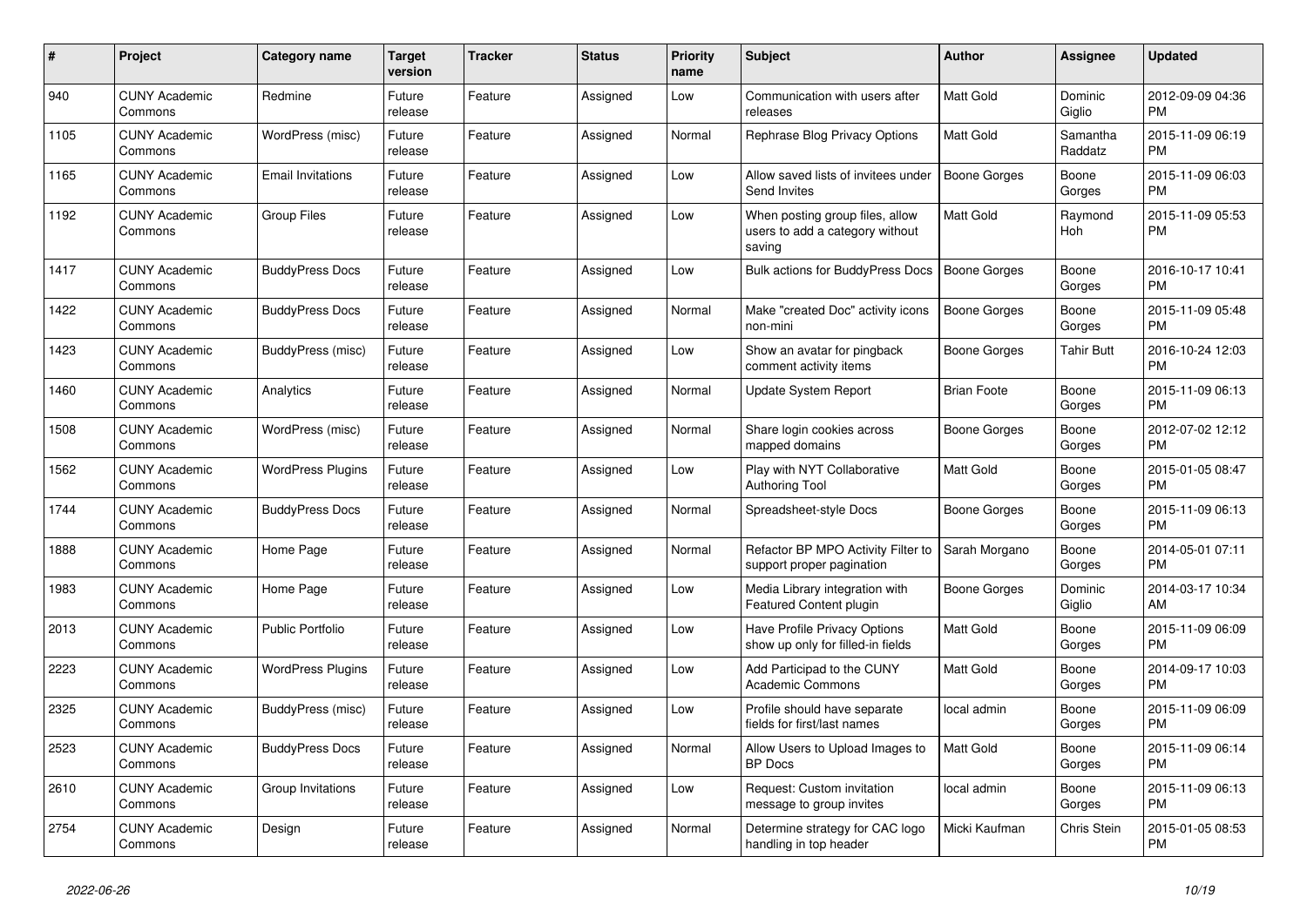| # | Project | Category name | Target version | Tracker | Status | Priority name | Subject | Author | Assignee | Updated |
|---|---|---|---|---|---|---|---|---|---|---|
| 940 | CUNY Academic Commons | Redmine | Future release | Feature | Assigned | Low | Communication with users after releases | Matt Gold | Dominic Giglio | 2012-09-09 04:36 PM |
| 1105 | CUNY Academic Commons | WordPress (misc) | Future release | Feature | Assigned | Normal | Rephrase Blog Privacy Options | Matt Gold | Samantha Raddatz | 2015-11-09 06:19 PM |
| 1165 | CUNY Academic Commons | Email Invitations | Future release | Feature | Assigned | Low | Allow saved lists of invitees under Send Invites | Boone Gorges | Boone Gorges | 2015-11-09 06:03 PM |
| 1192 | CUNY Academic Commons | Group Files | Future release | Feature | Assigned | Low | When posting group files, allow users to add a category without saving | Matt Gold | Raymond Hoh | 2015-11-09 05:53 PM |
| 1417 | CUNY Academic Commons | BuddyPress Docs | Future release | Feature | Assigned | Low | Bulk actions for BuddyPress Docs | Boone Gorges | Boone Gorges | 2016-10-17 10:41 PM |
| 1422 | CUNY Academic Commons | BuddyPress Docs | Future release | Feature | Assigned | Normal | Make "created Doc" activity icons non-mini | Boone Gorges | Boone Gorges | 2015-11-09 05:48 PM |
| 1423 | CUNY Academic Commons | BuddyPress (misc) | Future release | Feature | Assigned | Low | Show an avatar for pingback comment activity items | Boone Gorges | Tahir Butt | 2016-10-24 12:03 PM |
| 1460 | CUNY Academic Commons | Analytics | Future release | Feature | Assigned | Normal | Update System Report | Brian Foote | Boone Gorges | 2015-11-09 06:13 PM |
| 1508 | CUNY Academic Commons | WordPress (misc) | Future release | Feature | Assigned | Normal | Share login cookies across mapped domains | Boone Gorges | Boone Gorges | 2012-07-02 12:12 PM |
| 1562 | CUNY Academic Commons | WordPress Plugins | Future release | Feature | Assigned | Low | Play with NYT Collaborative Authoring Tool | Matt Gold | Boone Gorges | 2015-01-05 08:47 PM |
| 1744 | CUNY Academic Commons | BuddyPress Docs | Future release | Feature | Assigned | Normal | Spreadsheet-style Docs | Boone Gorges | Boone Gorges | 2015-11-09 06:13 PM |
| 1888 | CUNY Academic Commons | Home Page | Future release | Feature | Assigned | Normal | Refactor BP MPO Activity Filter to support proper pagination | Sarah Morgano | Boone Gorges | 2014-05-01 07:11 PM |
| 1983 | CUNY Academic Commons | Home Page | Future release | Feature | Assigned | Low | Media Library integration with Featured Content plugin | Boone Gorges | Dominic Giglio | 2014-03-17 10:34 AM |
| 2013 | CUNY Academic Commons | Public Portfolio | Future release | Feature | Assigned | Low | Have Profile Privacy Options show up only for filled-in fields | Matt Gold | Boone Gorges | 2015-11-09 06:09 PM |
| 2223 | CUNY Academic Commons | WordPress Plugins | Future release | Feature | Assigned | Low | Add Participad to the CUNY Academic Commons | Matt Gold | Boone Gorges | 2014-09-17 10:03 PM |
| 2325 | CUNY Academic Commons | BuddyPress (misc) | Future release | Feature | Assigned | Low | Profile should have separate fields for first/last names | local admin | Boone Gorges | 2015-11-09 06:09 PM |
| 2523 | CUNY Academic Commons | BuddyPress Docs | Future release | Feature | Assigned | Normal | Allow Users to Upload Images to BP Docs | Matt Gold | Boone Gorges | 2015-11-09 06:14 PM |
| 2610 | CUNY Academic Commons | Group Invitations | Future release | Feature | Assigned | Low | Request: Custom invitation message to group invites | local admin | Boone Gorges | 2015-11-09 06:13 PM |
| 2754 | CUNY Academic Commons | Design | Future release | Feature | Assigned | Normal | Determine strategy for CAC logo handling in top header | Micki Kaufman | Chris Stein | 2015-01-05 08:53 PM |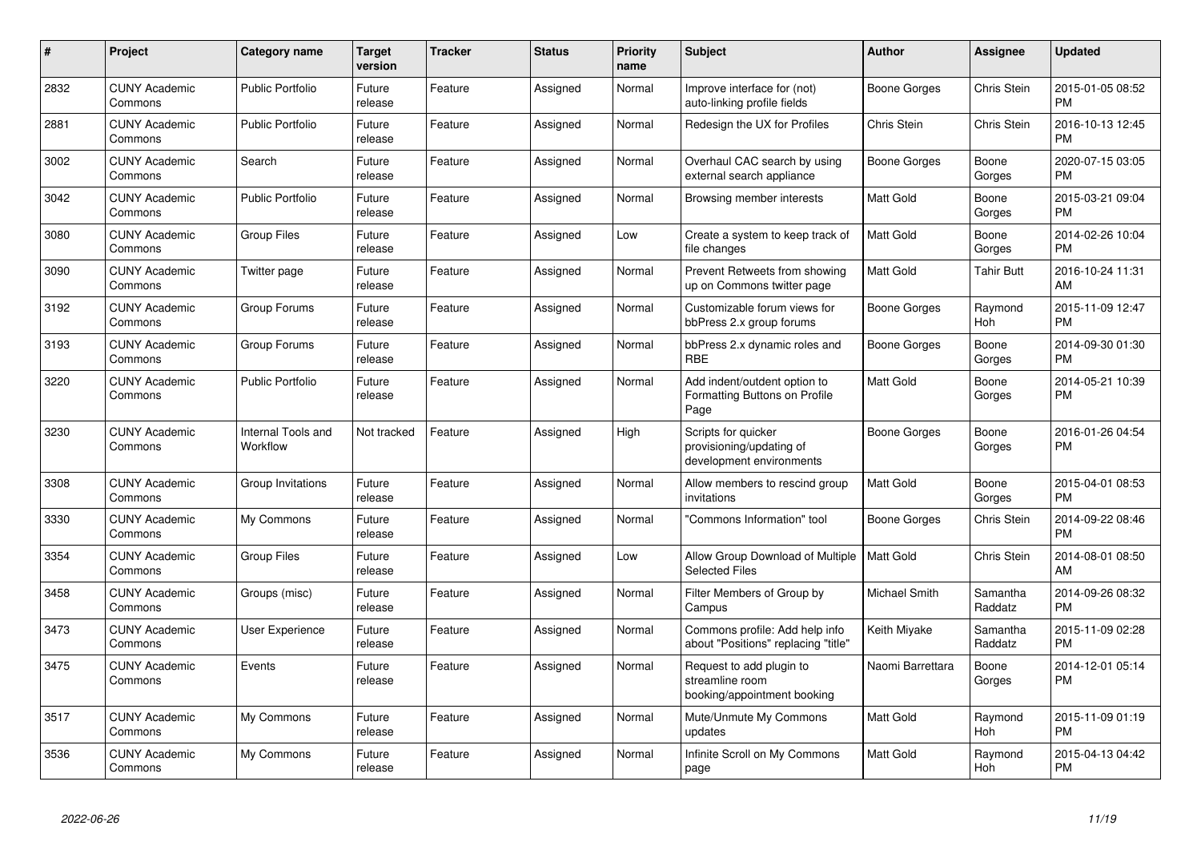| # | Project | Category name | Target version | Tracker | Status | Priority name | Subject | Author | Assignee | Updated |
|---|---|---|---|---|---|---|---|---|---|---|
| 2832 | CUNY Academic Commons | Public Portfolio | Future release | Feature | Assigned | Normal | Improve interface for (not) auto-linking profile fields | Boone Gorges | Chris Stein | 2015-01-05 08:52 PM |
| 2881 | CUNY Academic Commons | Public Portfolio | Future release | Feature | Assigned | Normal | Redesign the UX for Profiles | Chris Stein | Chris Stein | 2016-10-13 12:45 PM |
| 3002 | CUNY Academic Commons | Search | Future release | Feature | Assigned | Normal | Overhaul CAC search by using external search appliance | Boone Gorges | Boone Gorges | 2020-07-15 03:05 PM |
| 3042 | CUNY Academic Commons | Public Portfolio | Future release | Feature | Assigned | Normal | Browsing member interests | Matt Gold | Boone Gorges | 2015-03-21 09:04 PM |
| 3080 | CUNY Academic Commons | Group Files | Future release | Feature | Assigned | Low | Create a system to keep track of file changes | Matt Gold | Boone Gorges | 2014-02-26 10:04 PM |
| 3090 | CUNY Academic Commons | Twitter page | Future release | Feature | Assigned | Normal | Prevent Retweets from showing up on Commons twitter page | Matt Gold | Tahir Butt | 2016-10-24 11:31 AM |
| 3192 | CUNY Academic Commons | Group Forums | Future release | Feature | Assigned | Normal | Customizable forum views for bbPress 2.x group forums | Boone Gorges | Raymond Hoh | 2015-11-09 12:47 PM |
| 3193 | CUNY Academic Commons | Group Forums | Future release | Feature | Assigned | Normal | bbPress 2.x dynamic roles and RBE | Boone Gorges | Boone Gorges | 2014-09-30 01:30 PM |
| 3220 | CUNY Academic Commons | Public Portfolio | Future release | Feature | Assigned | Normal | Add indent/outdent option to Formatting Buttons on Profile Page | Matt Gold | Boone Gorges | 2014-05-21 10:39 PM |
| 3230 | CUNY Academic Commons | Internal Tools and Workflow | Not tracked | Feature | Assigned | High | Scripts for quicker provisioning/updating of development environments | Boone Gorges | Boone Gorges | 2016-01-26 04:54 PM |
| 3308 | CUNY Academic Commons | Group Invitations | Future release | Feature | Assigned | Normal | Allow members to rescind group invitations | Matt Gold | Boone Gorges | 2015-04-01 08:53 PM |
| 3330 | CUNY Academic Commons | My Commons | Future release | Feature | Assigned | Normal | "Commons Information" tool | Boone Gorges | Chris Stein | 2014-09-22 08:46 PM |
| 3354 | CUNY Academic Commons | Group Files | Future release | Feature | Assigned | Low | Allow Group Download of Multiple Selected Files | Matt Gold | Chris Stein | 2014-08-01 08:50 AM |
| 3458 | CUNY Academic Commons | Groups (misc) | Future release | Feature | Assigned | Normal | Filter Members of Group by Campus | Michael Smith | Samantha Raddatz | 2014-09-26 08:32 PM |
| 3473 | CUNY Academic Commons | User Experience | Future release | Feature | Assigned | Normal | Commons profile: Add help info about "Positions" replacing "title" | Keith Miyake | Samantha Raddatz | 2015-11-09 02:28 PM |
| 3475 | CUNY Academic Commons | Events | Future release | Feature | Assigned | Normal | Request to add plugin to streamline room booking/appointment booking | Naomi Barrettara | Boone Gorges | 2014-12-01 05:14 PM |
| 3517 | CUNY Academic Commons | My Commons | Future release | Feature | Assigned | Normal | Mute/Unmute My Commons updates | Matt Gold | Raymond Hoh | 2015-11-09 01:19 PM |
| 3536 | CUNY Academic Commons | My Commons | Future release | Feature | Assigned | Normal | Infinite Scroll on My Commons page | Matt Gold | Raymond Hoh | 2015-04-13 04:42 PM |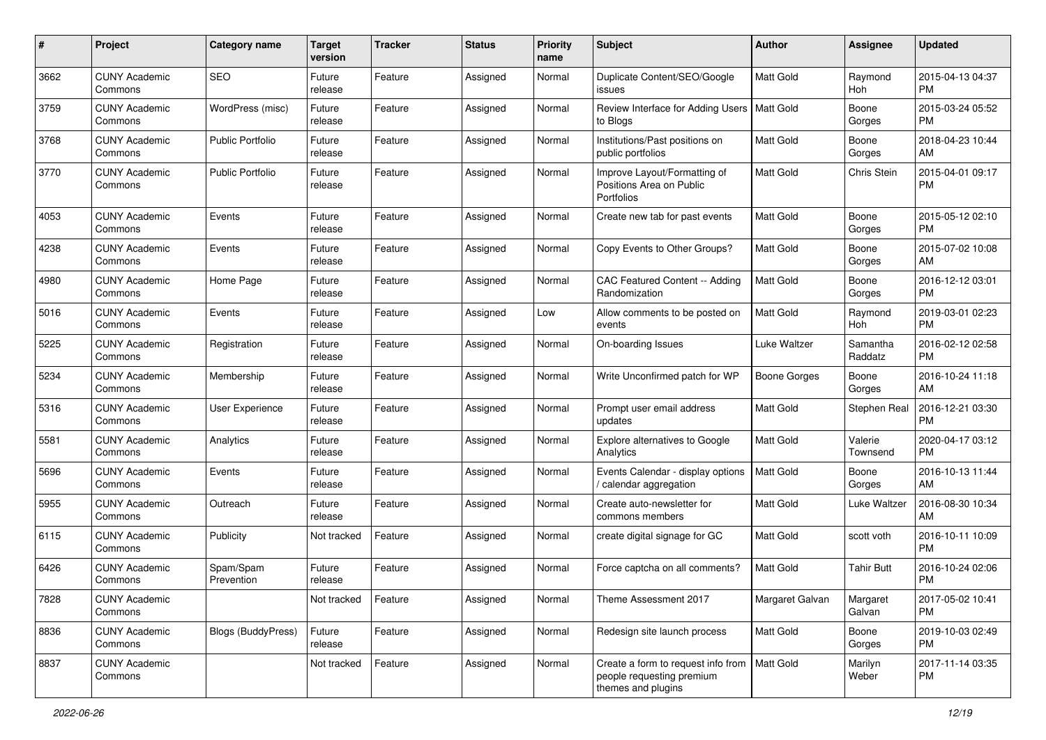| # | Project | Category name | Target version | Tracker | Status | Priority name | Subject | Author | Assignee | Updated |
|---|---|---|---|---|---|---|---|---|---|---|
| 3662 | CUNY Academic Commons | SEO | Future release | Feature | Assigned | Normal | Duplicate Content/SEO/Google issues | Matt Gold | Raymond Hoh | 2015-04-13 04:37 PM |
| 3759 | CUNY Academic Commons | WordPress (misc) | Future release | Feature | Assigned | Normal | Review Interface for Adding Users to Blogs | Matt Gold | Boone Gorges | 2015-03-24 05:52 PM |
| 3768 | CUNY Academic Commons | Public Portfolio | Future release | Feature | Assigned | Normal | Institutions/Past positions on public portfolios | Matt Gold | Boone Gorges | 2018-04-23 10:44 AM |
| 3770 | CUNY Academic Commons | Public Portfolio | Future release | Feature | Assigned | Normal | Improve Layout/Formatting of Positions Area on Public Portfolios | Matt Gold | Chris Stein | 2015-04-01 09:17 PM |
| 4053 | CUNY Academic Commons | Events | Future release | Feature | Assigned | Normal | Create new tab for past events | Matt Gold | Boone Gorges | 2015-05-12 02:10 PM |
| 4238 | CUNY Academic Commons | Events | Future release | Feature | Assigned | Normal | Copy Events to Other Groups? | Matt Gold | Boone Gorges | 2015-07-02 10:08 AM |
| 4980 | CUNY Academic Commons | Home Page | Future release | Feature | Assigned | Normal | CAC Featured Content -- Adding Randomization | Matt Gold | Boone Gorges | 2016-12-12 03:01 PM |
| 5016 | CUNY Academic Commons | Events | Future release | Feature | Assigned | Low | Allow comments to be posted on events | Matt Gold | Raymond Hoh | 2019-03-01 02:23 PM |
| 5225 | CUNY Academic Commons | Registration | Future release | Feature | Assigned | Normal | On-boarding Issues | Luke Waltzer | Samantha Raddatz | 2016-02-12 02:58 PM |
| 5234 | CUNY Academic Commons | Membership | Future release | Feature | Assigned | Normal | Write Unconfirmed patch for WP | Boone Gorges | Boone Gorges | 2016-10-24 11:18 AM |
| 5316 | CUNY Academic Commons | User Experience | Future release | Feature | Assigned | Normal | Prompt user email address updates | Matt Gold | Stephen Real | 2016-12-21 03:30 PM |
| 5581 | CUNY Academic Commons | Analytics | Future release | Feature | Assigned | Normal | Explore alternatives to Google Analytics | Matt Gold | Valerie Townsend | 2020-04-17 03:12 PM |
| 5696 | CUNY Academic Commons | Events | Future release | Feature | Assigned | Normal | Events Calendar - display options / calendar aggregation | Matt Gold | Boone Gorges | 2016-10-13 11:44 AM |
| 5955 | CUNY Academic Commons | Outreach | Future release | Feature | Assigned | Normal | Create auto-newsletter for commons members | Matt Gold | Luke Waltzer | 2016-08-30 10:34 AM |
| 6115 | CUNY Academic Commons | Publicity | Not tracked | Feature | Assigned | Normal | create digital signage for GC | Matt Gold | scott voth | 2016-10-11 10:09 PM |
| 6426 | CUNY Academic Commons | Spam/Spam Prevention | Future release | Feature | Assigned | Normal | Force captcha on all comments? | Matt Gold | Tahir Butt | 2016-10-24 02:06 PM |
| 7828 | CUNY Academic Commons | | Not tracked | Feature | Assigned | Normal | Theme Assessment 2017 | Margaret Galvan | Margaret Galvan | 2017-05-02 10:41 PM |
| 8836 | CUNY Academic Commons | Blogs (BuddyPress) | Future release | Feature | Assigned | Normal | Redesign site launch process | Matt Gold | Boone Gorges | 2019-10-03 02:49 PM |
| 8837 | CUNY Academic Commons | | Not tracked | Feature | Assigned | Normal | Create a form to request info from people requesting premium themes and plugins | Matt Gold | Marilyn Weber | 2017-11-14 03:35 PM |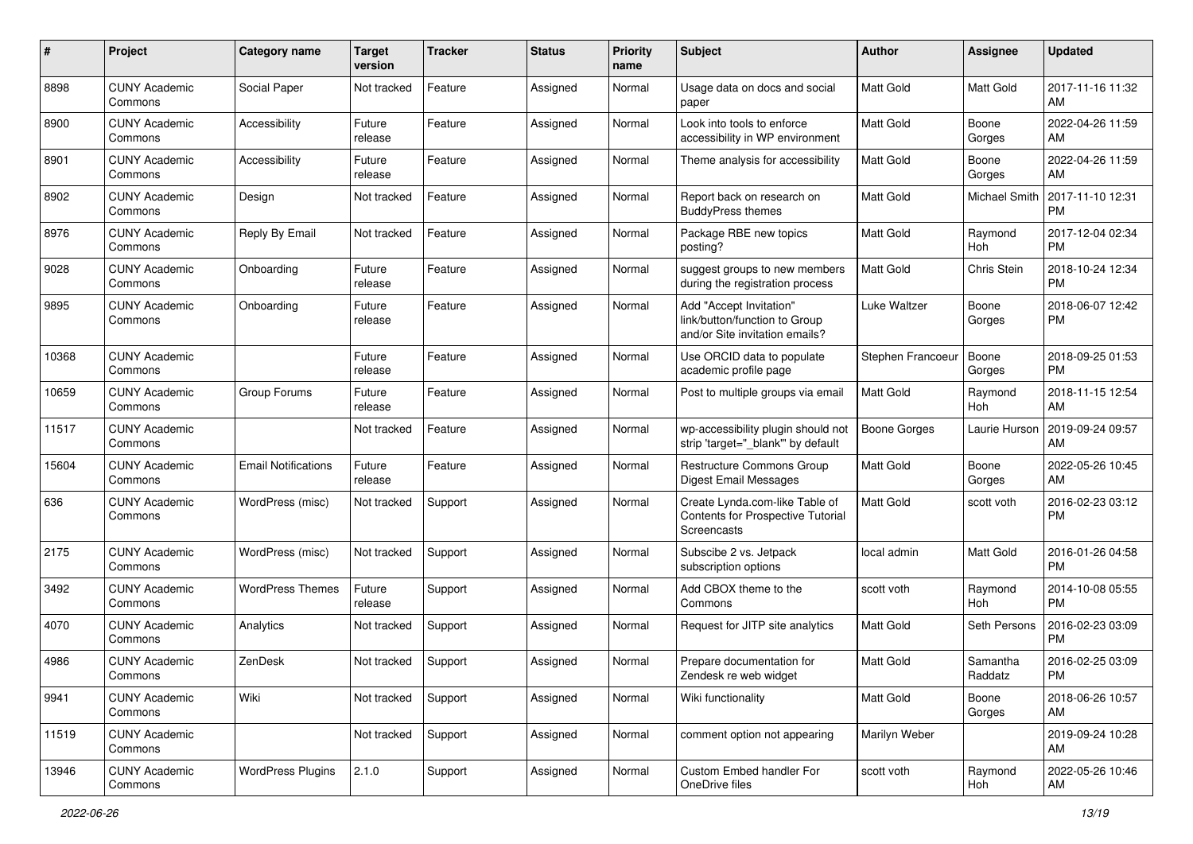| # | Project | Category name | Target version | Tracker | Status | Priority name | Subject | Author | Assignee | Updated |
|---|---|---|---|---|---|---|---|---|---|---|
| 8898 | CUNY Academic Commons | Social Paper | Not tracked | Feature | Assigned | Normal | Usage data on docs and social paper | Matt Gold | Matt Gold | 2017-11-16 11:32 AM |
| 8900 | CUNY Academic Commons | Accessibility | Future release | Feature | Assigned | Normal | Look into tools to enforce accessibility in WP environment | Matt Gold | Boone Gorges | 2022-04-26 11:59 AM |
| 8901 | CUNY Academic Commons | Accessibility | Future release | Feature | Assigned | Normal | Theme analysis for accessibility | Matt Gold | Boone Gorges | 2022-04-26 11:59 AM |
| 8902 | CUNY Academic Commons | Design | Not tracked | Feature | Assigned | Normal | Report back on research on BuddyPress themes | Matt Gold | Michael Smith | 2017-11-10 12:31 PM |
| 8976 | CUNY Academic Commons | Reply By Email | Not tracked | Feature | Assigned | Normal | Package RBE new topics posting? | Matt Gold | Raymond Hoh | 2017-12-04 02:34 PM |
| 9028 | CUNY Academic Commons | Onboarding | Future release | Feature | Assigned | Normal | suggest groups to new members during the registration process | Matt Gold | Chris Stein | 2018-10-24 12:34 PM |
| 9895 | CUNY Academic Commons | Onboarding | Future release | Feature | Assigned | Normal | Add "Accept Invitation" link/button/function to Group and/or Site invitation emails? | Luke Waltzer | Boone Gorges | 2018-06-07 12:42 PM |
| 10368 | CUNY Academic Commons | | Future release | Feature | Assigned | Normal | Use ORCID data to populate academic profile page | Stephen Francoeur | Boone Gorges | 2018-09-25 01:53 PM |
| 10659 | CUNY Academic Commons | Group Forums | Future release | Feature | Assigned | Normal | Post to multiple groups via email | Matt Gold | Raymond Hoh | 2018-11-15 12:54 AM |
| 11517 | CUNY Academic Commons | | Not tracked | Feature | Assigned | Normal | wp-accessibility plugin should not strip 'target="_blank"' by default | Boone Gorges | Laurie Hurson | 2019-09-24 09:57 AM |
| 15604 | CUNY Academic Commons | Email Notifications | Future release | Feature | Assigned | Normal | Restructure Commons Group Digest Email Messages | Matt Gold | Boone Gorges | 2022-05-26 10:45 AM |
| 636 | CUNY Academic Commons | WordPress (misc) | Not tracked | Support | Assigned | Normal | Create Lynda.com-like Table of Contents for Prospective Tutorial Screencasts | Matt Gold | scott voth | 2016-02-23 03:12 PM |
| 2175 | CUNY Academic Commons | WordPress (misc) | Not tracked | Support | Assigned | Normal | Subscibe 2 vs. Jetpack subscription options | local admin | Matt Gold | 2016-01-26 04:58 PM |
| 3492 | CUNY Academic Commons | WordPress Themes | Future release | Support | Assigned | Normal | Add CBOX theme to the Commons | scott voth | Raymond Hoh | 2014-10-08 05:55 PM |
| 4070 | CUNY Academic Commons | Analytics | Not tracked | Support | Assigned | Normal | Request for JITP site analytics | Matt Gold | Seth Persons | 2016-02-23 03:09 PM |
| 4986 | CUNY Academic Commons | ZenDesk | Not tracked | Support | Assigned | Normal | Prepare documentation for Zendesk re web widget | Matt Gold | Samantha Raddatz | 2016-02-25 03:09 PM |
| 9941 | CUNY Academic Commons | Wiki | Not tracked | Support | Assigned | Normal | Wiki functionality | Matt Gold | Boone Gorges | 2018-06-26 10:57 AM |
| 11519 | CUNY Academic Commons | | Not tracked | Support | Assigned | Normal | comment option not appearing | Marilyn Weber | | 2019-09-24 10:28 AM |
| 13946 | CUNY Academic Commons | WordPress Plugins | 2.1.0 | Support | Assigned | Normal | Custom Embed handler For OneDrive files | scott voth | Raymond Hoh | 2022-05-26 10:46 AM |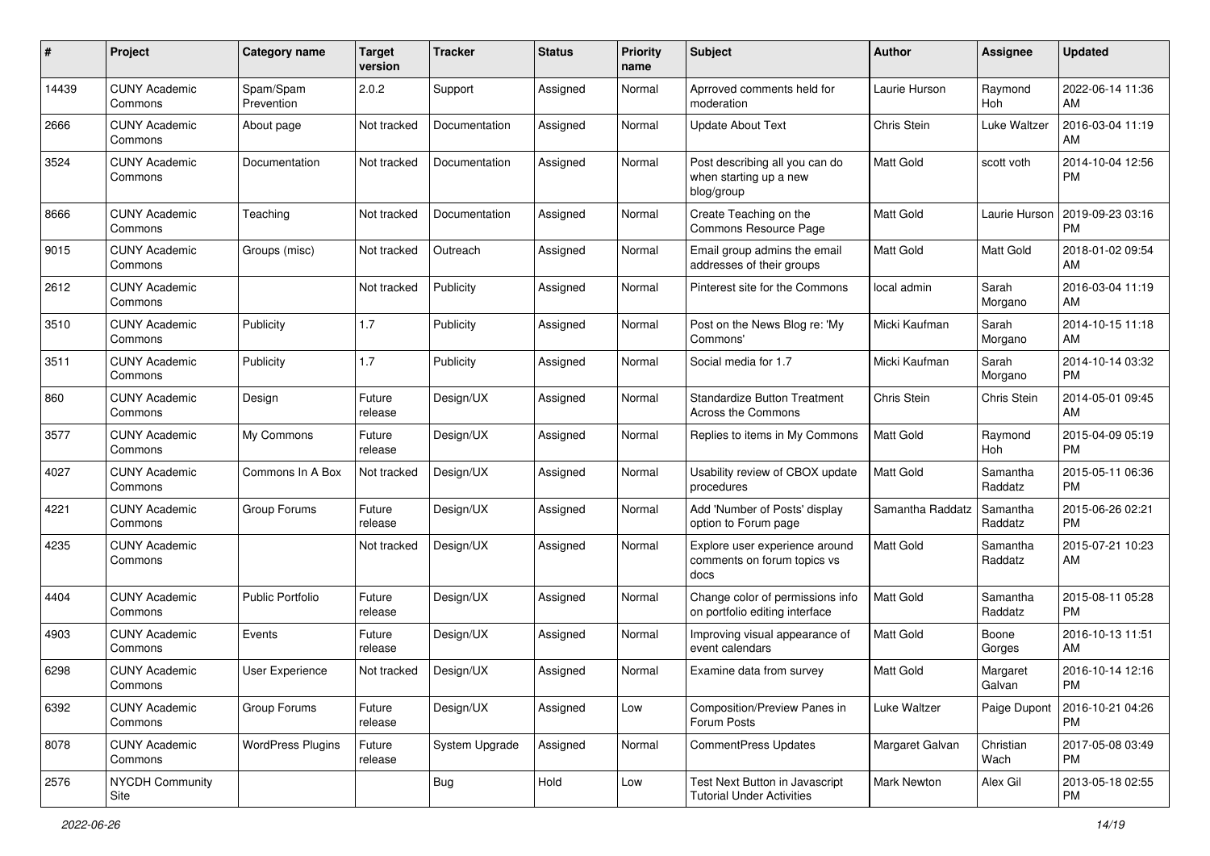| # | Project | Category name | Target version | Tracker | Status | Priority name | Subject | Author | Assignee | Updated |
|---|---|---|---|---|---|---|---|---|---|---|
| 14439 | CUNY Academic Commons | Spam/Spam Prevention | 2.0.2 | Support | Assigned | Normal | Aprroved comments held for moderation | Laurie Hurson | Raymond Hoh | 2022-06-14 11:36 AM |
| 2666 | CUNY Academic Commons | About page | Not tracked | Documentation | Assigned | Normal | Update About Text | Chris Stein | Luke Waltzer | 2016-03-04 11:19 AM |
| 3524 | CUNY Academic Commons | Documentation | Not tracked | Documentation | Assigned | Normal | Post describing all you can do when starting up a new blog/group | Matt Gold | scott voth | 2014-10-04 12:56 PM |
| 8666 | CUNY Academic Commons | Teaching | Not tracked | Documentation | Assigned | Normal | Create Teaching on the Commons Resource Page | Matt Gold | Laurie Hurson | 2019-09-23 03:16 PM |
| 9015 | CUNY Academic Commons | Groups (misc) | Not tracked | Outreach | Assigned | Normal | Email group admins the email addresses of their groups | Matt Gold | Matt Gold | 2018-01-02 09:54 AM |
| 2612 | CUNY Academic Commons | | Not tracked | Publicity | Assigned | Normal | Pinterest site for the Commons | local admin | Sarah Morgano | 2016-03-04 11:19 AM |
| 3510 | CUNY Academic Commons | Publicity | 1.7 | Publicity | Assigned | Normal | Post on the News Blog re: 'My Commons' | Micki Kaufman | Sarah Morgano | 2014-10-15 11:18 AM |
| 3511 | CUNY Academic Commons | Publicity | 1.7 | Publicity | Assigned | Normal | Social media for 1.7 | Micki Kaufman | Sarah Morgano | 2014-10-14 03:32 PM |
| 860 | CUNY Academic Commons | Design | Future release | Design/UX | Assigned | Normal | Standardize Button Treatment Across the Commons | Chris Stein | Chris Stein | 2014-05-01 09:45 AM |
| 3577 | CUNY Academic Commons | My Commons | Future release | Design/UX | Assigned | Normal | Replies to items in My Commons | Matt Gold | Raymond Hoh | 2015-04-09 05:19 PM |
| 4027 | CUNY Academic Commons | Commons In A Box | Not tracked | Design/UX | Assigned | Normal | Usability review of CBOX update procedures | Matt Gold | Samantha Raddatz | 2015-05-11 06:36 PM |
| 4221 | CUNY Academic Commons | Group Forums | Future release | Design/UX | Assigned | Normal | Add 'Number of Posts' display option to Forum page | Samantha Raddatz | Samantha Raddatz | 2015-06-26 02:21 PM |
| 4235 | CUNY Academic Commons | | Not tracked | Design/UX | Assigned | Normal | Explore user experience around comments on forum topics vs docs | Matt Gold | Samantha Raddatz | 2015-07-21 10:23 AM |
| 4404 | CUNY Academic Commons | Public Portfolio | Future release | Design/UX | Assigned | Normal | Change color of permissions info on portfolio editing interface | Matt Gold | Samantha Raddatz | 2015-08-11 05:28 PM |
| 4903 | CUNY Academic Commons | Events | Future release | Design/UX | Assigned | Normal | Improving visual appearance of event calendars | Matt Gold | Boone Gorges | 2016-10-13 11:51 AM |
| 6298 | CUNY Academic Commons | User Experience | Not tracked | Design/UX | Assigned | Normal | Examine data from survey | Matt Gold | Margaret Galvan | 2016-10-14 12:16 PM |
| 6392 | CUNY Academic Commons | Group Forums | Future release | Design/UX | Assigned | Low | Composition/Preview Panes in Forum Posts | Luke Waltzer | Paige Dupont | 2016-10-21 04:26 PM |
| 8078 | CUNY Academic Commons | WordPress Plugins | Future release | System Upgrade | Assigned | Normal | CommentPress Updates | Margaret Galvan | Christian Wach | 2017-05-08 03:49 PM |
| 2576 | NYCDH Community Site | | | Bug | Hold | Low | Test Next Button in Javascript Tutorial Under Activities | Mark Newton | Alex Gil | 2013-05-18 02:55 PM |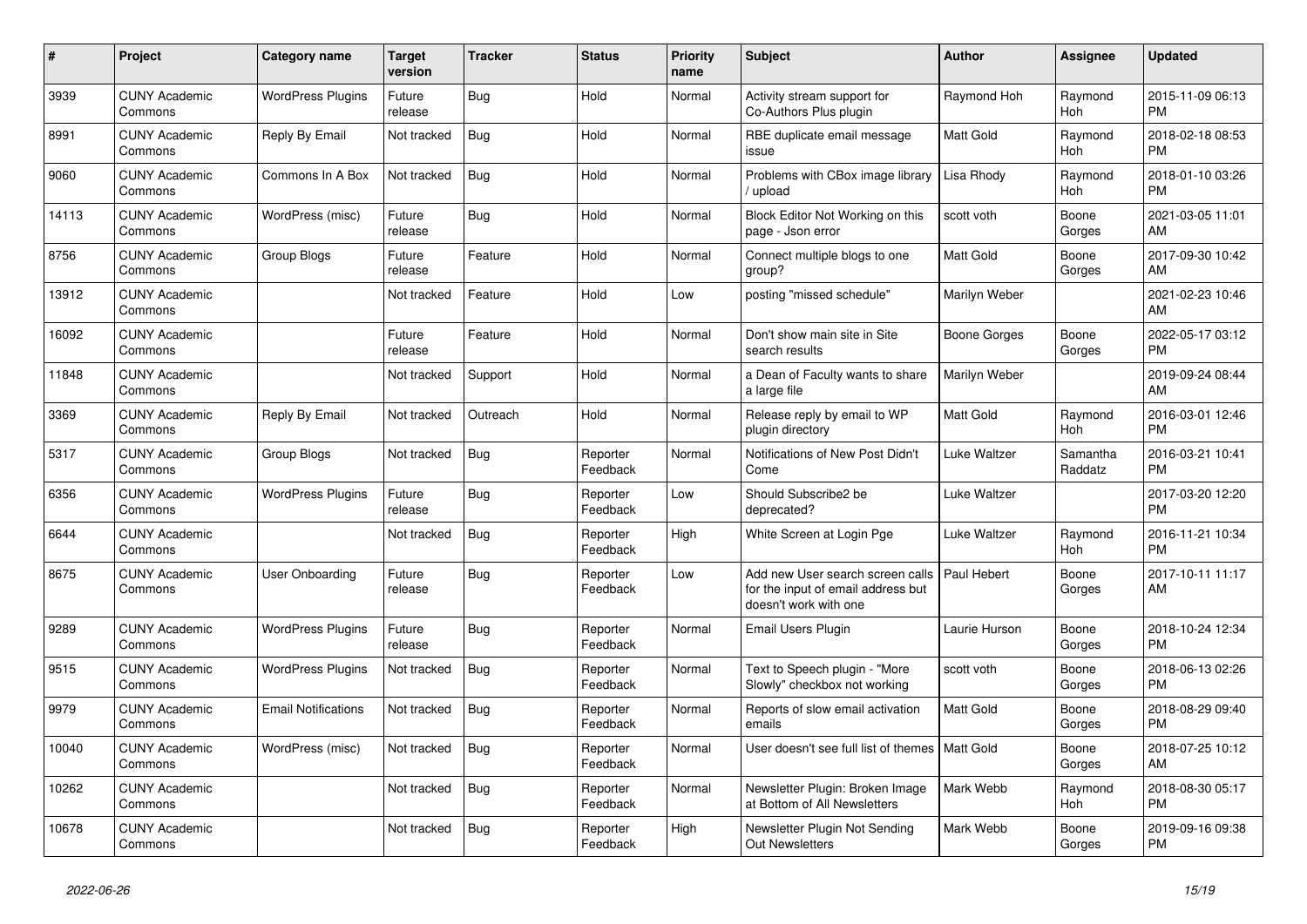| # | Project | Category name | Target version | Tracker | Status | Priority name | Subject | Author | Assignee | Updated |
|---|---|---|---|---|---|---|---|---|---|---|
| 3939 | CUNY Academic Commons | WordPress Plugins | Future release | Bug | Hold | Normal | Activity stream support for Co-Authors Plus plugin | Raymond Hoh | Raymond Hoh | 2015-11-09 06:13 PM |
| 8991 | CUNY Academic Commons | Reply By Email | Not tracked | Bug | Hold | Normal | RBE duplicate email message issue | Matt Gold | Raymond Hoh | 2018-02-18 08:53 PM |
| 9060 | CUNY Academic Commons | Commons In A Box | Not tracked | Bug | Hold | Normal | Problems with CBox image library / upload | Lisa Rhody | Raymond Hoh | 2018-01-10 03:26 PM |
| 14113 | CUNY Academic Commons | WordPress (misc) | Future release | Bug | Hold | Normal | Block Editor Not Working on this page - Json error | scott voth | Boone Gorges | 2021-03-05 11:01 AM |
| 8756 | CUNY Academic Commons | Group Blogs | Future release | Feature | Hold | Normal | Connect multiple blogs to one group? | Matt Gold | Boone Gorges | 2017-09-30 10:42 AM |
| 13912 | CUNY Academic Commons | | Not tracked | Feature | Hold | Low | posting "missed schedule" | Marilyn Weber | | 2021-02-23 10:46 AM |
| 16092 | CUNY Academic Commons | | Future release | Feature | Hold | Normal | Don't show main site in Site search results | Boone Gorges | Boone Gorges | 2022-05-17 03:12 PM |
| 11848 | CUNY Academic Commons | | Not tracked | Support | Hold | Normal | a Dean of Faculty wants to share a large file | Marilyn Weber | | 2019-09-24 08:44 AM |
| 3369 | CUNY Academic Commons | Reply By Email | Not tracked | Outreach | Hold | Normal | Release reply by email to WP plugin directory | Matt Gold | Raymond Hoh | 2016-03-01 12:46 PM |
| 5317 | CUNY Academic Commons | Group Blogs | Not tracked | Bug | Reporter Feedback | Normal | Notifications of New Post Didn't Come | Luke Waltzer | Samantha Raddatz | 2016-03-21 10:41 PM |
| 6356 | CUNY Academic Commons | WordPress Plugins | Future release | Bug | Reporter Feedback | Low | Should Subscribe2 be deprecated? | Luke Waltzer | | 2017-03-20 12:20 PM |
| 6644 | CUNY Academic Commons | | Not tracked | Bug | Reporter Feedback | High | White Screen at Login Pge | Luke Waltzer | Raymond Hoh | 2016-11-21 10:34 PM |
| 8675 | CUNY Academic Commons | User Onboarding | Future release | Bug | Reporter Feedback | Low | Add new User search screen calls for the input of email address but doesn't work with one | Paul Hebert | Boone Gorges | 2017-10-11 11:17 AM |
| 9289 | CUNY Academic Commons | WordPress Plugins | Future release | Bug | Reporter Feedback | Normal | Email Users Plugin | Laurie Hurson | Boone Gorges | 2018-10-24 12:34 PM |
| 9515 | CUNY Academic Commons | WordPress Plugins | Not tracked | Bug | Reporter Feedback | Normal | Text to Speech plugin - "More Slowly" checkbox not working | scott voth | Boone Gorges | 2018-06-13 02:26 PM |
| 9979 | CUNY Academic Commons | Email Notifications | Not tracked | Bug | Reporter Feedback | Normal | Reports of slow email activation emails | Matt Gold | Boone Gorges | 2018-08-29 09:40 PM |
| 10040 | CUNY Academic Commons | WordPress (misc) | Not tracked | Bug | Reporter Feedback | Normal | User doesn't see full list of themes | Matt Gold | Boone Gorges | 2018-07-25 10:12 AM |
| 10262 | CUNY Academic Commons | | Not tracked | Bug | Reporter Feedback | Normal | Newsletter Plugin: Broken Image at Bottom of All Newsletters | Mark Webb | Raymond Hoh | 2018-08-30 05:17 PM |
| 10678 | CUNY Academic Commons | | Not tracked | Bug | Reporter Feedback | High | Newsletter Plugin Not Sending Out Newsletters | Mark Webb | Boone Gorges | 2019-09-16 09:38 PM |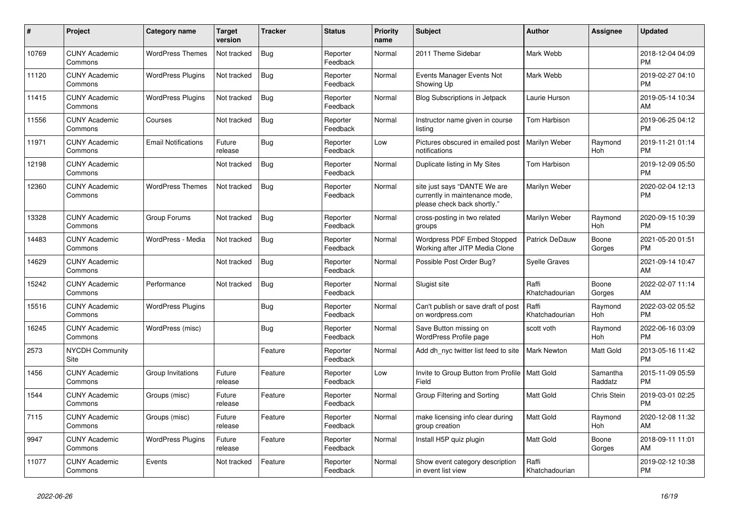| # | Project | Category name | Target version | Tracker | Status | Priority name | Subject | Author | Assignee | Updated |
|---|---|---|---|---|---|---|---|---|---|---|
| 10769 | CUNY Academic Commons | WordPress Themes | Not tracked | Bug | Reporter Feedback | Normal | 2011 Theme Sidebar | Mark Webb | | 2018-12-04 04:09 PM |
| 11120 | CUNY Academic Commons | WordPress Plugins | Not tracked | Bug | Reporter Feedback | Normal | Events Manager Events Not Showing Up | Mark Webb | | 2019-02-27 04:10 PM |
| 11415 | CUNY Academic Commons | WordPress Plugins | Not tracked | Bug | Reporter Feedback | Normal | Blog Subscriptions in Jetpack | Laurie Hurson | | 2019-05-14 10:34 AM |
| 11556 | CUNY Academic Commons | Courses | Not tracked | Bug | Reporter Feedback | Normal | Instructor name given in course listing | Tom Harbison | | 2019-06-25 04:12 PM |
| 11971 | CUNY Academic Commons | Email Notifications | Future release | Bug | Reporter Feedback | Low | Pictures obscured in emailed post notifications | Marilyn Weber | Raymond Hoh | 2019-11-21 01:14 PM |
| 12198 | CUNY Academic Commons | | Not tracked | Bug | Reporter Feedback | Normal | Duplicate listing in My Sites | Tom Harbison | | 2019-12-09 05:50 PM |
| 12360 | CUNY Academic Commons | WordPress Themes | Not tracked | Bug | Reporter Feedback | Normal | site just says "DANTE We are currently in maintenance mode, please check back shortly." | Marilyn Weber | | 2020-02-04 12:13 PM |
| 13328 | CUNY Academic Commons | Group Forums | Not tracked | Bug | Reporter Feedback | Normal | cross-posting in two related groups | Marilyn Weber | Raymond Hoh | 2020-09-15 10:39 PM |
| 14483 | CUNY Academic Commons | WordPress - Media | Not tracked | Bug | Reporter Feedback | Normal | Wordpress PDF Embed Stopped Working after JITP Media Clone | Patrick DeDauw | Boone Gorges | 2021-05-20 01:51 PM |
| 14629 | CUNY Academic Commons | | Not tracked | Bug | Reporter Feedback | Normal | Possible Post Order Bug? | Syelle Graves | | 2021-09-14 10:47 AM |
| 15242 | CUNY Academic Commons | Performance | Not tracked | Bug | Reporter Feedback | Normal | Slugist site | Raffi Khatchadourian | Boone Gorges | 2022-02-07 11:14 AM |
| 15516 | CUNY Academic Commons | WordPress Plugins | | Bug | Reporter Feedback | Normal | Can't publish or save draft of post on wordpress.com | Raffi Khatchadourian | Raymond Hoh | 2022-03-02 05:52 PM |
| 16245 | CUNY Academic Commons | WordPress (misc) | | Bug | Reporter Feedback | Normal | Save Button missing on WordPress Profile page | scott voth | Raymond Hoh | 2022-06-16 03:09 PM |
| 2573 | NYCDH Community Site | | | Feature | Reporter Feedback | Normal | Add dh_nyc twitter list feed to site | Mark Newton | Matt Gold | 2013-05-16 11:42 PM |
| 1456 | CUNY Academic Commons | Group Invitations | Future release | Feature | Reporter Feedback | Low | Invite to Group Button from Profile Field | Matt Gold | Samantha Raddatz | 2015-11-09 05:59 PM |
| 1544 | CUNY Academic Commons | Groups (misc) | Future release | Feature | Reporter Feedback | Normal | Group Filtering and Sorting | Matt Gold | Chris Stein | 2019-03-01 02:25 PM |
| 7115 | CUNY Academic Commons | Groups (misc) | Future release | Feature | Reporter Feedback | Normal | make licensing info clear during group creation | Matt Gold | Raymond Hoh | 2020-12-08 11:32 AM |
| 9947 | CUNY Academic Commons | WordPress Plugins | Future release | Feature | Reporter Feedback | Normal | Install H5P quiz plugin | Matt Gold | Boone Gorges | 2018-09-11 11:01 AM |
| 11077 | CUNY Academic Commons | Events | Not tracked | Feature | Reporter Feedback | Normal | Show event category description in event list view | Raffi Khatchadourian | | 2019-02-12 10:38 PM |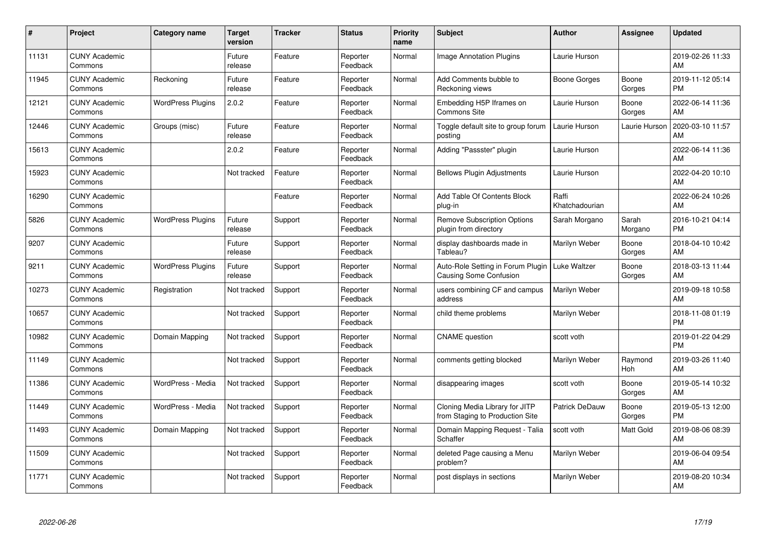| # | Project | Category name | Target version | Tracker | Status | Priority name | Subject | Author | Assignee | Updated |
|---|---|---|---|---|---|---|---|---|---|---|
| 11131 | CUNY Academic Commons | | Future release | Feature | Reporter Feedback | Normal | Image Annotation Plugins | Laurie Hurson | | 2019-02-26 11:33 AM |
| 11945 | CUNY Academic Commons | Reckoning | Future release | Feature | Reporter Feedback | Normal | Add Comments bubble to Reckoning views | Boone Gorges | Boone Gorges | 2019-11-12 05:14 PM |
| 12121 | CUNY Academic Commons | WordPress Plugins | 2.0.2 | Feature | Reporter Feedback | Normal | Embedding H5P Iframes on Commons Site | Laurie Hurson | Boone Gorges | 2022-06-14 11:36 AM |
| 12446 | CUNY Academic Commons | Groups (misc) | Future release | Feature | Reporter Feedback | Normal | Toggle default site to group forum posting | Laurie Hurson | Laurie Hurson | 2020-03-10 11:57 AM |
| 15613 | CUNY Academic Commons | | 2.0.2 | Feature | Reporter Feedback | Normal | Adding "Passster" plugin | Laurie Hurson | | 2022-06-14 11:36 AM |
| 15923 | CUNY Academic Commons | | Not tracked | Feature | Reporter Feedback | Normal | Bellows Plugin Adjustments | Laurie Hurson | | 2022-04-20 10:10 AM |
| 16290 | CUNY Academic Commons | | | Feature | Reporter Feedback | Normal | Add Table Of Contents Block plug-in | Raffi Khatchadourian | | 2022-06-24 10:26 AM |
| 5826 | CUNY Academic Commons | WordPress Plugins | Future release | Support | Reporter Feedback | Normal | Remove Subscription Options plugin from directory | Sarah Morgano | Sarah Morgano | 2016-10-21 04:14 PM |
| 9207 | CUNY Academic Commons | | Future release | Support | Reporter Feedback | Normal | display dashboards made in Tableau? | Marilyn Weber | Boone Gorges | 2018-04-10 10:42 AM |
| 9211 | CUNY Academic Commons | WordPress Plugins | Future release | Support | Reporter Feedback | Normal | Auto-Role Setting in Forum Plugin Causing Some Confusion | Luke Waltzer | Boone Gorges | 2018-03-13 11:44 AM |
| 10273 | CUNY Academic Commons | Registration | Not tracked | Support | Reporter Feedback | Normal | users combining CF and campus address | Marilyn Weber | | 2019-09-18 10:58 AM |
| 10657 | CUNY Academic Commons | | Not tracked | Support | Reporter Feedback | Normal | child theme problems | Marilyn Weber | | 2018-11-08 01:19 PM |
| 10982 | CUNY Academic Commons | Domain Mapping | Not tracked | Support | Reporter Feedback | Normal | CNAME question | scott voth | | 2019-01-22 04:29 PM |
| 11149 | CUNY Academic Commons | | Not tracked | Support | Reporter Feedback | Normal | comments getting blocked | Marilyn Weber | Raymond Hoh | 2019-03-26 11:40 AM |
| 11386 | CUNY Academic Commons | WordPress - Media | Not tracked | Support | Reporter Feedback | Normal | disappearing images | scott voth | Boone Gorges | 2019-05-14 10:32 AM |
| 11449 | CUNY Academic Commons | WordPress - Media | Not tracked | Support | Reporter Feedback | Normal | Cloning Media Library for JITP from Staging to Production Site | Patrick DeDauw | Boone Gorges | 2019-05-13 12:00 PM |
| 11493 | CUNY Academic Commons | Domain Mapping | Not tracked | Support | Reporter Feedback | Normal | Domain Mapping Request - Talia Schaffer | scott voth | Matt Gold | 2019-08-06 08:39 AM |
| 11509 | CUNY Academic Commons | | Not tracked | Support | Reporter Feedback | Normal | deleted Page causing a Menu problem? | Marilyn Weber | | 2019-06-04 09:54 AM |
| 11771 | CUNY Academic Commons | | Not tracked | Support | Reporter Feedback | Normal | post displays in sections | Marilyn Weber | | 2019-08-20 10:34 AM |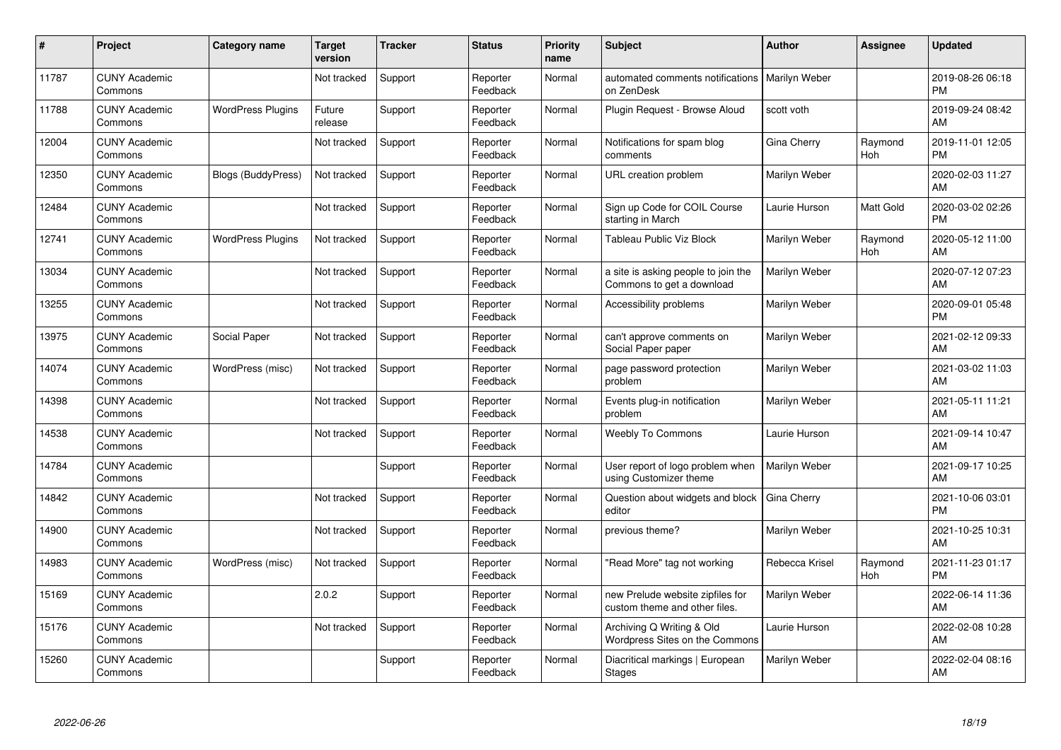| # | Project | Category name | Target version | Tracker | Status | Priority name | Subject | Author | Assignee | Updated |
|---|---|---|---|---|---|---|---|---|---|---|
| 11787 | CUNY Academic Commons | | Not tracked | Support | Reporter Feedback | Normal | automated comments notifications on ZenDesk | Marilyn Weber | | 2019-08-26 06:18 PM |
| 11788 | CUNY Academic Commons | WordPress Plugins | Future release | Support | Reporter Feedback | Normal | Plugin Request - Browse Aloud | scott voth | | 2019-09-24 08:42 AM |
| 12004 | CUNY Academic Commons | | Not tracked | Support | Reporter Feedback | Normal | Notifications for spam blog comments | Gina Cherry | Raymond Hoh | 2019-11-01 12:05 PM |
| 12350 | CUNY Academic Commons | Blogs (BuddyPress) | Not tracked | Support | Reporter Feedback | Normal | URL creation problem | Marilyn Weber | | 2020-02-03 11:27 AM |
| 12484 | CUNY Academic Commons | | Not tracked | Support | Reporter Feedback | Normal | Sign up Code for COIL Course starting in March | Laurie Hurson | Matt Gold | 2020-03-02 02:26 PM |
| 12741 | CUNY Academic Commons | WordPress Plugins | Not tracked | Support | Reporter Feedback | Normal | Tableau Public Viz Block | Marilyn Weber | Raymond Hoh | 2020-05-12 11:00 AM |
| 13034 | CUNY Academic Commons | | Not tracked | Support | Reporter Feedback | Normal | a site is asking people to join the Commons to get a download | Marilyn Weber | | 2020-07-12 07:23 AM |
| 13255 | CUNY Academic Commons | | Not tracked | Support | Reporter Feedback | Normal | Accessibility problems | Marilyn Weber | | 2020-09-01 05:48 PM |
| 13975 | CUNY Academic Commons | Social Paper | Not tracked | Support | Reporter Feedback | Normal | can't approve comments on Social Paper paper | Marilyn Weber | | 2021-02-12 09:33 AM |
| 14074 | CUNY Academic Commons | WordPress (misc) | Not tracked | Support | Reporter Feedback | Normal | page password protection problem | Marilyn Weber | | 2021-03-02 11:03 AM |
| 14398 | CUNY Academic Commons | | Not tracked | Support | Reporter Feedback | Normal | Events plug-in notification problem | Marilyn Weber | | 2021-05-11 11:21 AM |
| 14538 | CUNY Academic Commons | | Not tracked | Support | Reporter Feedback | Normal | Weebly To Commons | Laurie Hurson | | 2021-09-14 10:47 AM |
| 14784 | CUNY Academic Commons | | | Support | Reporter Feedback | Normal | User report of logo problem when using Customizer theme | Marilyn Weber | | 2021-09-17 10:25 AM |
| 14842 | CUNY Academic Commons | | Not tracked | Support | Reporter Feedback | Normal | Question about widgets and block editor | Gina Cherry | | 2021-10-06 03:01 PM |
| 14900 | CUNY Academic Commons | | Not tracked | Support | Reporter Feedback | Normal | previous theme? | Marilyn Weber | | 2021-10-25 10:31 AM |
| 14983 | CUNY Academic Commons | WordPress (misc) | Not tracked | Support | Reporter Feedback | Normal | "Read More" tag not working | Rebecca Krisel | Raymond Hoh | 2021-11-23 01:17 PM |
| 15169 | CUNY Academic Commons | | 2.0.2 | Support | Reporter Feedback | Normal | new Prelude website zipfiles for custom theme and other files. | Marilyn Weber | | 2022-06-14 11:36 AM |
| 15176 | CUNY Academic Commons | | Not tracked | Support | Reporter Feedback | Normal | Archiving Q Writing & Old Wordpress Sites on the Commons | Laurie Hurson | | 2022-02-08 10:28 AM |
| 15260 | CUNY Academic Commons | | | Support | Reporter Feedback | Normal | Diacritical markings \| European Stages | Marilyn Weber | | 2022-02-04 08:16 AM |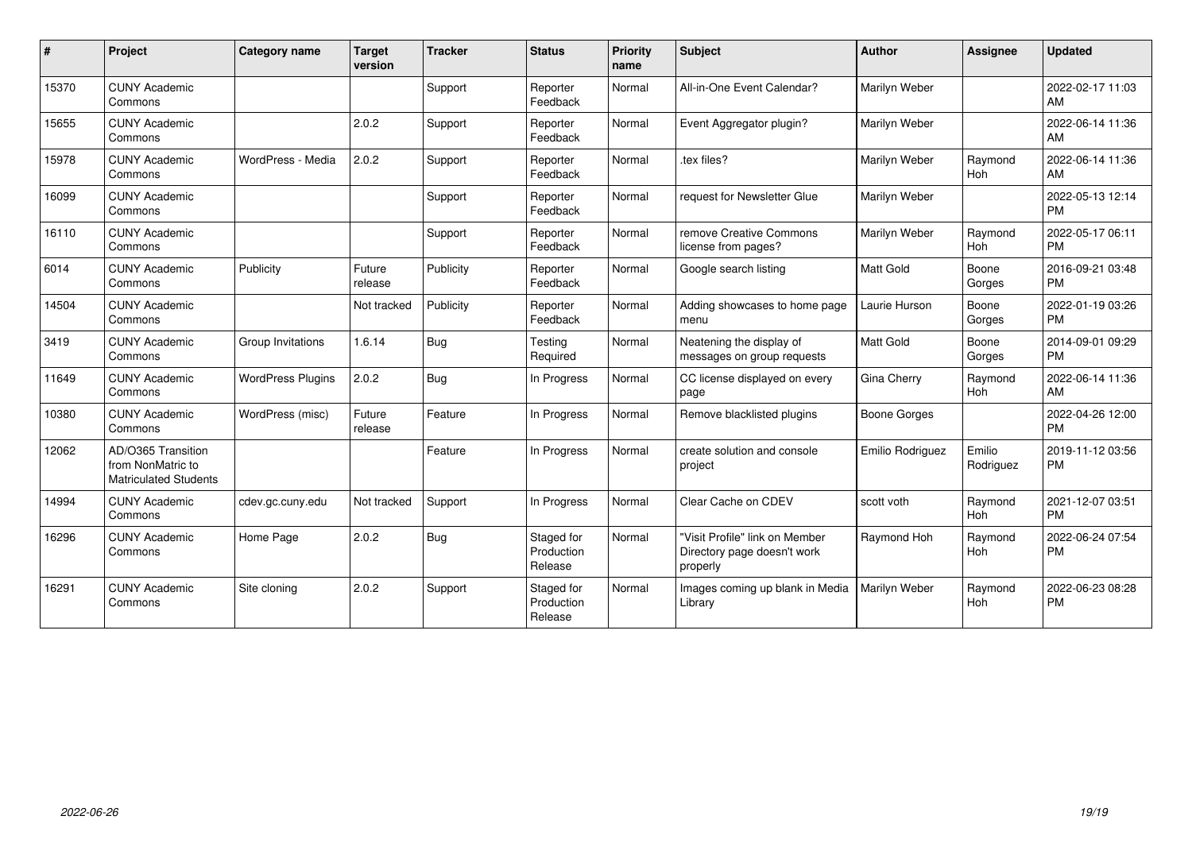| # | Project | Category name | Target version | Tracker | Status | Priority name | Subject | Author | Assignee | Updated |
|---|---|---|---|---|---|---|---|---|---|---|
| 15370 | CUNY Academic Commons | | | Support | Reporter Feedback | Normal | All-in-One Event Calendar? | Marilyn Weber | | 2022-02-17 11:03 AM |
| 15655 | CUNY Academic Commons | | 2.0.2 | Support | Reporter Feedback | Normal | Event Aggregator plugin? | Marilyn Weber | | 2022-06-14 11:36 AM |
| 15978 | CUNY Academic Commons | WordPress - Media | 2.0.2 | Support | Reporter Feedback | Normal | .tex files? | Marilyn Weber | Raymond Hoh | 2022-06-14 11:36 AM |
| 16099 | CUNY Academic Commons | | | Support | Reporter Feedback | Normal | request for Newsletter Glue | Marilyn Weber | | 2022-05-13 12:14 PM |
| 16110 | CUNY Academic Commons | | | Support | Reporter Feedback | Normal | remove Creative Commons license from pages? | Marilyn Weber | Raymond Hoh | 2022-05-17 06:11 PM |
| 6014 | CUNY Academic Commons | Publicity | Future release | Publicity | Reporter Feedback | Normal | Google search listing | Matt Gold | Boone Gorges | 2016-09-21 03:48 PM |
| 14504 | CUNY Academic Commons | | Not tracked | Publicity | Reporter Feedback | Normal | Adding showcases to home page menu | Laurie Hurson | Boone Gorges | 2022-01-19 03:26 PM |
| 3419 | CUNY Academic Commons | Group Invitations | 1.6.14 | Bug | Testing Required | Normal | Neatening the display of messages on group requests | Matt Gold | Boone Gorges | 2014-09-01 09:29 PM |
| 11649 | CUNY Academic Commons | WordPress Plugins | 2.0.2 | Bug | In Progress | Normal | CC license displayed on every page | Gina Cherry | Raymond Hoh | 2022-06-14 11:36 AM |
| 10380 | CUNY Academic Commons | WordPress (misc) | Future release | Feature | In Progress | Normal | Remove blacklisted plugins | Boone Gorges | | 2022-04-26 12:00 PM |
| 12062 | AD/O365 Transition from NonMatric to Matriculated Students | | | Feature | In Progress | Normal | create solution and console project | Emilio Rodriguez | Emilio Rodriguez | 2019-11-12 03:56 PM |
| 14994 | CUNY Academic Commons | cdev.gc.cuny.edu | Not tracked | Support | In Progress | Normal | Clear Cache on CDEV | scott voth | Raymond Hoh | 2021-12-07 03:51 PM |
| 16296 | CUNY Academic Commons | Home Page | 2.0.2 | Bug | Staged for Production Release | Normal | "Visit Profile" link on Member Directory page doesn't work properly | Raymond Hoh | Raymond Hoh | 2022-06-24 07:54 PM |
| 16291 | CUNY Academic Commons | Site cloning | 2.0.2 | Support | Staged for Production Release | Normal | Images coming up blank in Media Library | Marilyn Weber | Raymond Hoh | 2022-06-23 08:28 PM |